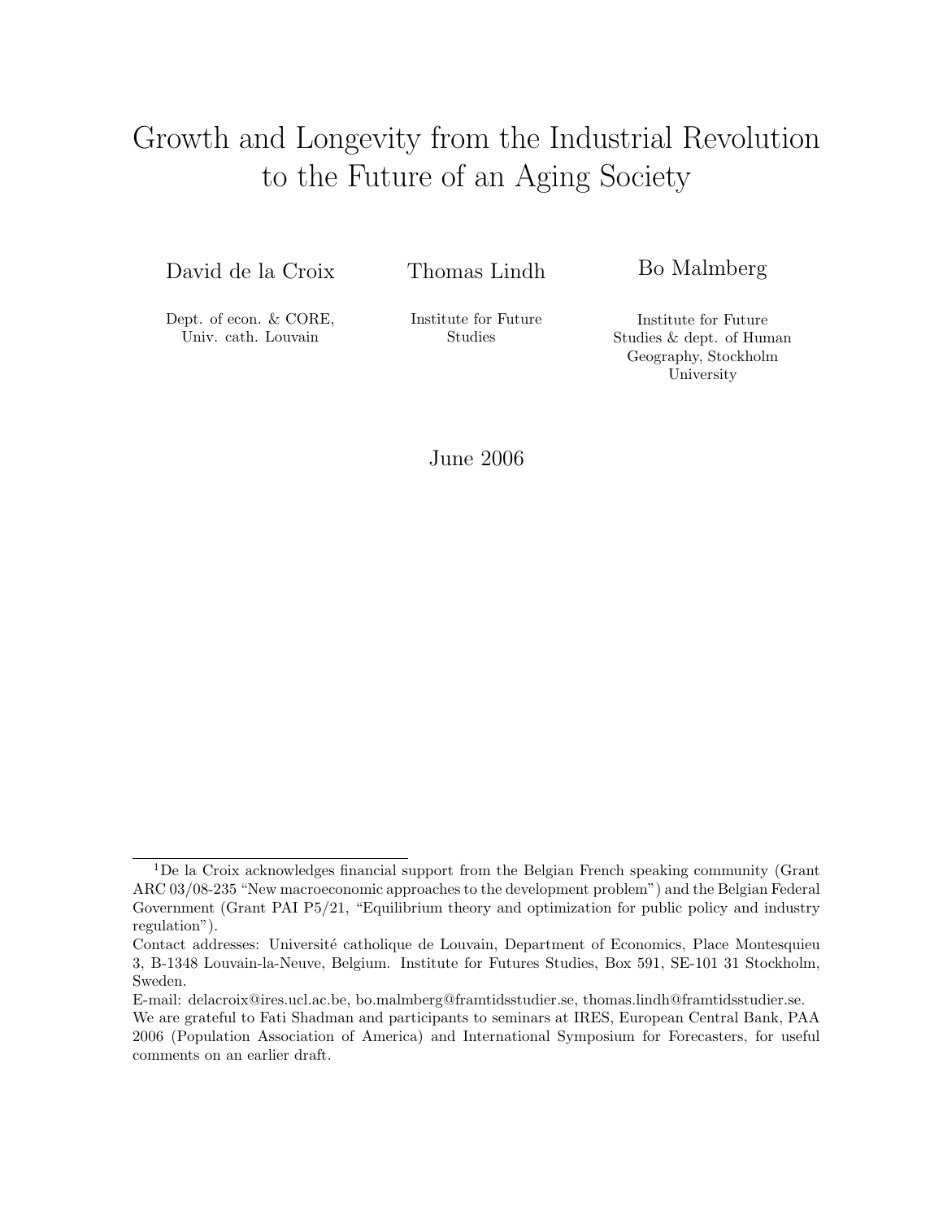# Growth and Longevity from the Industrial Revolution to the Future of an Aging Society

David de la Croix

Dept. of econ. & CORE, Univ. cath. Louvain

Thomas Lindh

Institute for Future Studies

Bo Malmberg

Institute for Future Studies & dept. of Human Geography, Stockholm University

June 2006

---

[1]De la Croix acknowledges financial support from the Belgian French speaking community (Grant ARC 03/08-235 "New macroeconomic approaches to the development problem") and the Belgian Federal Government (Grant PAI P5/21, "Equilibrium theory and optimization for public policy and industry regulation").

Contact addresses: Université catholique de Louvain, Department of Economics, Place Montesquieu 3, B-1348 Louvain-la-Neuve, Belgium. Institute for Futures Studies, Box 591, SE-101 31 Stockholm, Sweden.

E-mail: delacroix@ires.ucl.ac.be, bo.malmberg@framtidsstudier.se, thomas.lindh@framtidsstudier.se.

We are grateful to Fati Shadman and participants to seminars at IRES, European Central Bank, PAA 2006 (Population Association of America) and International Symposium for Forecasters, for useful comments on an earlier draft.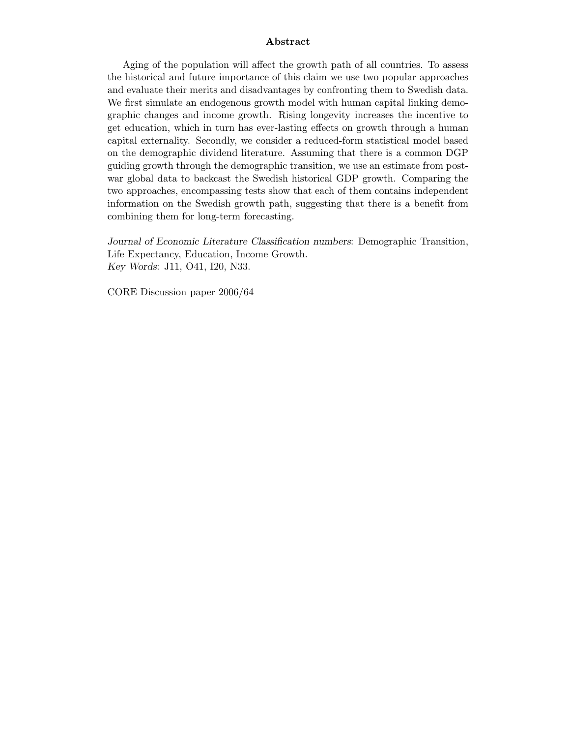## Abstract

Aging of the population will affect the growth path of all countries. To assess the historical and future importance of this claim we use two popular approaches and evaluate their merits and disadvantages by confronting them to Swedish data. We first simulate an endogenous growth model with human capital linking demographic changes and income growth. Rising longevity increases the incentive to get education, which in turn has ever-lasting effects on growth through a human capital externality. Secondly, we consider a reduced-form statistical model based on the demographic dividend literature. Assuming that there is a common DGP guiding growth through the demographic transition, we use an estimate from post-war global data to backcast the Swedish historical GDP growth. Comparing the two approaches, encompassing tests show that each of them contains independent information on the Swedish growth path, suggesting that there is a benefit from combining them for long-term forecasting.

*Journal of Economic Literature Classification numbers*: Demographic Transition, Life Expectancy, Education, Income Growth.
*Key Words*: J11, O41, I20, N33.

CORE Discussion paper 2006/64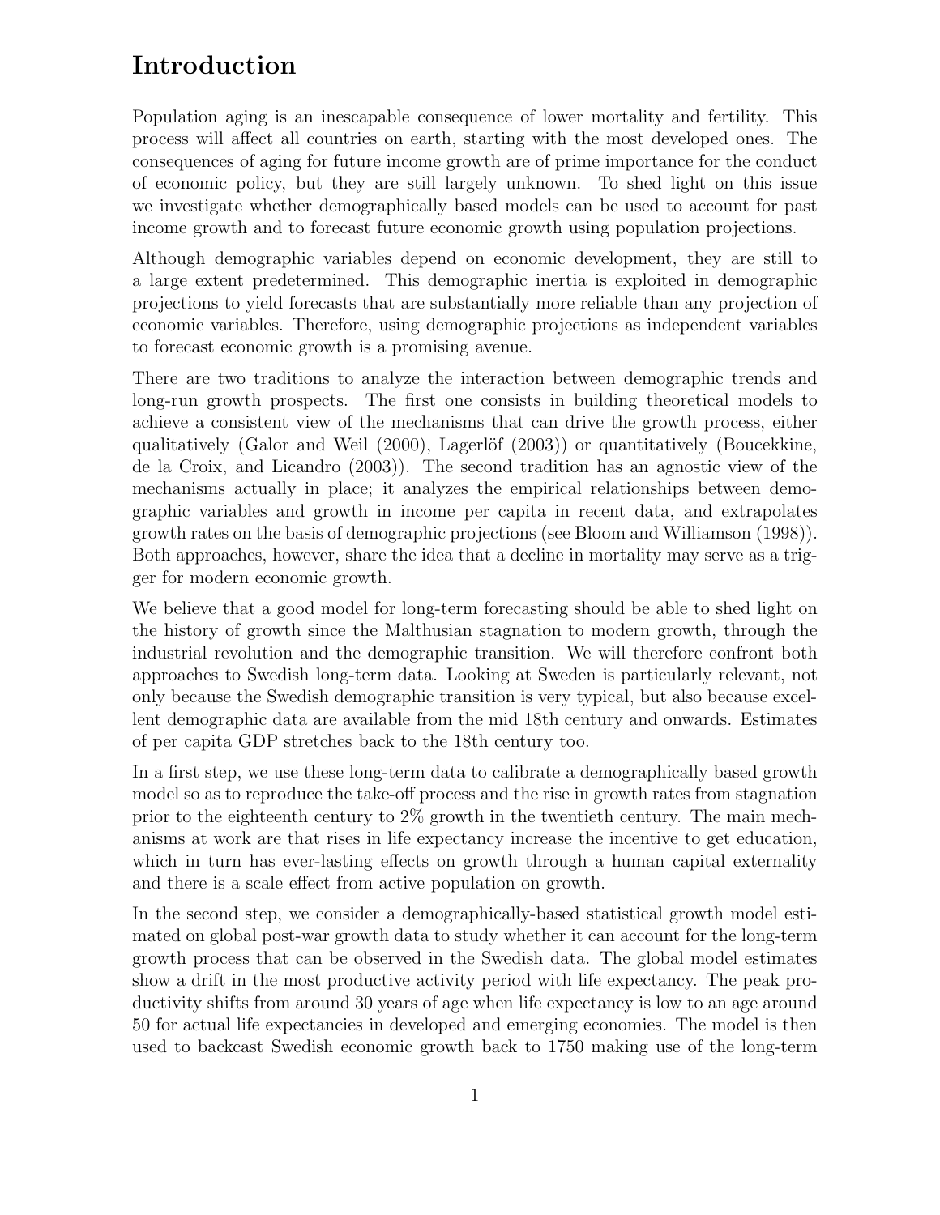# Introduction

Population aging is an inescapable consequence of lower mortality and fertility. This process will affect all countries on earth, starting with the most developed ones. The consequences of aging for future income growth are of prime importance for the conduct of economic policy, but they are still largely unknown. To shed light on this issue we investigate whether demographically based models can be used to account for past income growth and to forecast future economic growth using population projections.

Although demographic variables depend on economic development, they are still to a large extent predetermined. This demographic inertia is exploited in demographic projections to yield forecasts that are substantially more reliable than any projection of economic variables. Therefore, using demographic projections as independent variables to forecast economic growth is a promising avenue.

There are two traditions to analyze the interaction between demographic trends and long-run growth prospects. The first one consists in building theoretical models to achieve a consistent view of the mechanisms that can drive the growth process, either qualitatively (Galor and Weil (2000), Lagerlöf (2003)) or quantitatively (Boucekkine, de la Croix, and Licandro (2003)). The second tradition has an agnostic view of the mechanisms actually in place; it analyzes the empirical relationships between demographic variables and growth in income per capita in recent data, and extrapolates growth rates on the basis of demographic projections (see Bloom and Williamson (1998)). Both approaches, however, share the idea that a decline in mortality may serve as a trigger for modern economic growth.

We believe that a good model for long-term forecasting should be able to shed light on the history of growth since the Malthusian stagnation to modern growth, through the industrial revolution and the demographic transition. We will therefore confront both approaches to Swedish long-term data. Looking at Sweden is particularly relevant, not only because the Swedish demographic transition is very typical, but also because excellent demographic data are available from the mid 18th century and onwards. Estimates of per capita GDP stretches back to the 18th century too.

In a first step, we use these long-term data to calibrate a demographically based growth model so as to reproduce the take-off process and the rise in growth rates from stagnation prior to the eighteenth century to 2% growth in the twentieth century. The main mechanisms at work are that rises in life expectancy increase the incentive to get education, which in turn has ever-lasting effects on growth through a human capital externality and there is a scale effect from active population on growth.

In the second step, we consider a demographically-based statistical growth model estimated on global post-war growth data to study whether it can account for the long-term growth process that can be observed in the Swedish data. The global model estimates show a drift in the most productive activity period with life expectancy. The peak productivity shifts from around 30 years of age when life expectancy is low to an age around 50 for actual life expectancies in developed and emerging economies. The model is then used to backcast Swedish economic growth back to 1750 making use of the long-term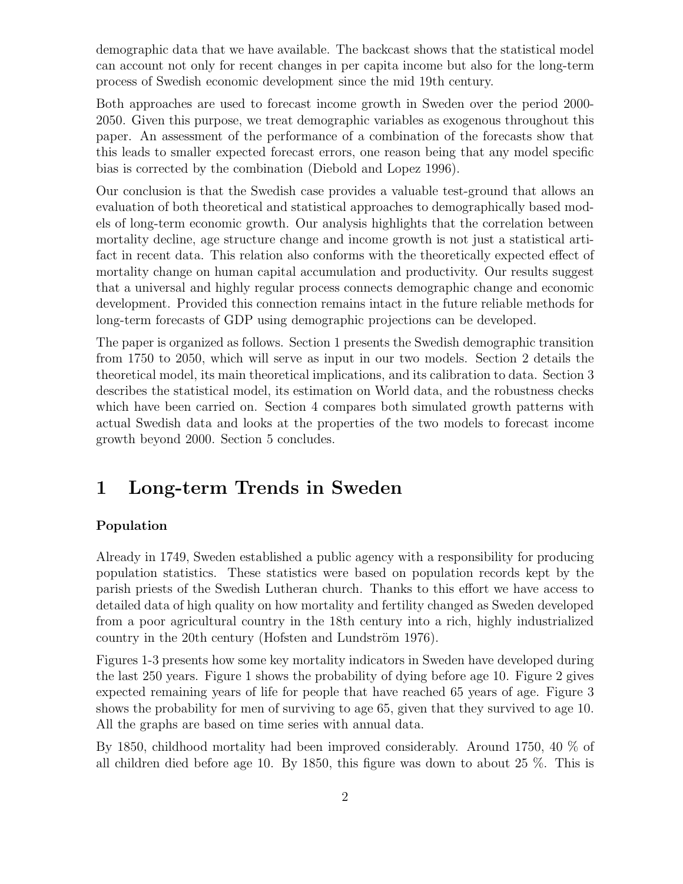demographic data that we have available. The backcast shows that the statistical model can account not only for recent changes in per capita income but also for the long-term process of Swedish economic development since the mid 19th century.

Both approaches are used to forecast income growth in Sweden over the period 2000-2050. Given this purpose, we treat demographic variables as exogenous throughout this paper. An assessment of the performance of a combination of the forecasts show that this leads to smaller expected forecast errors, one reason being that any model specific bias is corrected by the combination (Diebold and Lopez 1996).

Our conclusion is that the Swedish case provides a valuable test-ground that allows an evaluation of both theoretical and statistical approaches to demographically based models of long-term economic growth. Our analysis highlights that the correlation between mortality decline, age structure change and income growth is not just a statistical artifact in recent data. This relation also conforms with the theoretically expected effect of mortality change on human capital accumulation and productivity. Our results suggest that a universal and highly regular process connects demographic change and economic development. Provided this connection remains intact in the future reliable methods for long-term forecasts of GDP using demographic projections can be developed.

The paper is organized as follows. Section 1 presents the Swedish demographic transition from 1750 to 2050, which will serve as input in our two models. Section 2 details the theoretical model, its main theoretical implications, and its calibration to data. Section 3 describes the statistical model, its estimation on World data, and the robustness checks which have been carried on. Section 4 compares both simulated growth patterns with actual Swedish data and looks at the properties of the two models to forecast income growth beyond 2000. Section 5 concludes.

# 1 Long-term Trends in Sweden

### Population

Already in 1749, Sweden established a public agency with a responsibility for producing population statistics. These statistics were based on population records kept by the parish priests of the Swedish Lutheran church. Thanks to this effort we have access to detailed data of high quality on how mortality and fertility changed as Sweden developed from a poor agricultural country in the 18th century into a rich, highly industrialized country in the 20th century (Hofsten and Lundström 1976).

Figures 1-3 presents how some key mortality indicators in Sweden have developed during the last 250 years. Figure 1 shows the probability of dying before age 10. Figure 2 gives expected remaining years of life for people that have reached 65 years of age. Figure 3 shows the probability for men of surviving to age 65, given that they survived to age 10. All the graphs are based on time series with annual data.

By 1850, childhood mortality had been improved considerably. Around 1750, 40 % of all children died before age 10. By 1850, this figure was down to about 25 %. This is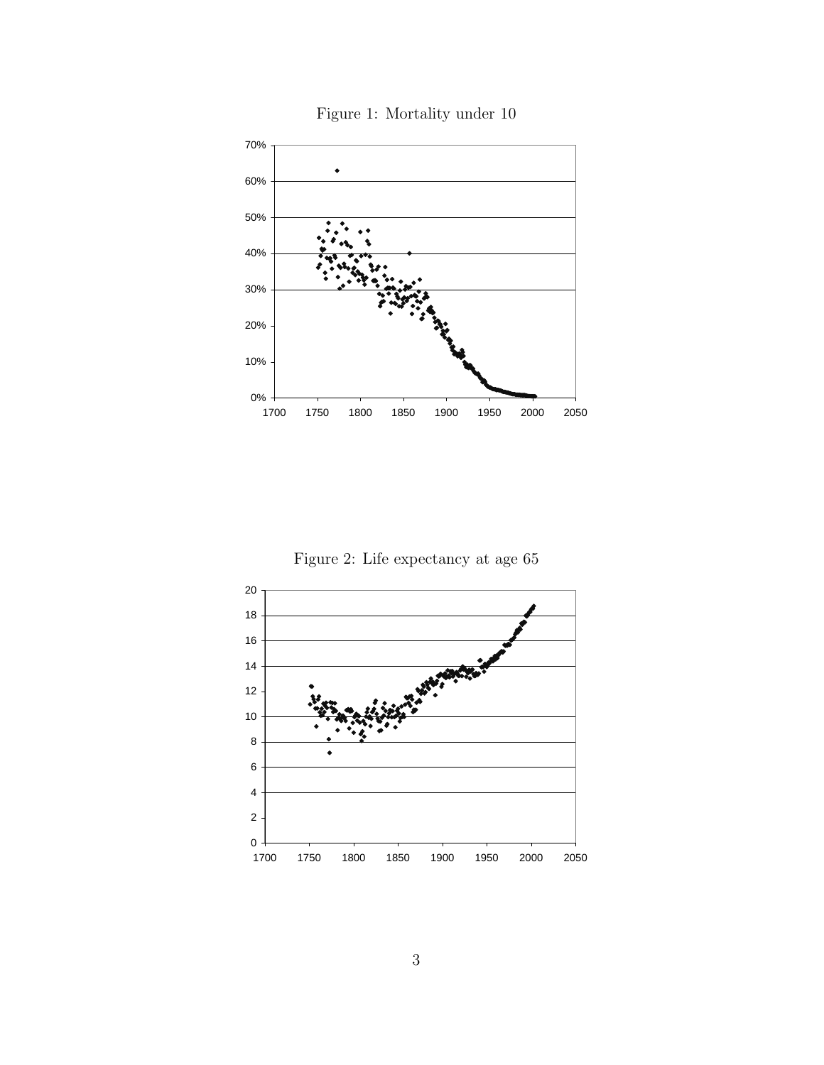Figure 1: Mortality under 10

Figure 2: Life expectancy at age 65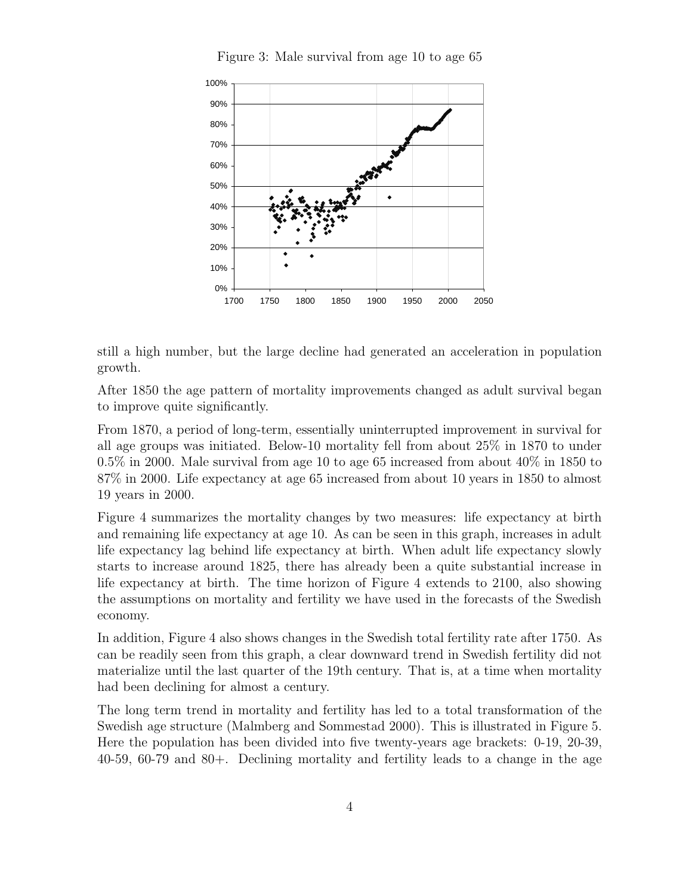Figure 3: Male survival from age 10 to age 65

still a high number, but the large decline had generated an acceleration in population growth.

After 1850 the age pattern of mortality improvements changed as adult survival began to improve quite significantly.

From 1870, a period of long-term, essentially uninterrupted improvement in survival for all age groups was initiated. Below-10 mortality fell from about 25% in 1870 to under 0.5% in 2000. Male survival from age 10 to age 65 increased from about 40% in 1850 to 87% in 2000. Life expectancy at age 65 increased from about 10 years in 1850 to almost 19 years in 2000.

Figure 4 summarizes the mortality changes by two measures: life expectancy at birth and remaining life expectancy at age 10. As can be seen in this graph, increases in adult life expectancy lag behind life expectancy at birth. When adult life expectancy slowly starts to increase around 1825, there has already been a quite substantial increase in life expectancy at birth. The time horizon of Figure 4 extends to 2100, also showing the assumptions on mortality and fertility we have used in the forecasts of the Swedish economy.

In addition, Figure 4 also shows changes in the Swedish total fertility rate after 1750. As can be readily seen from this graph, a clear downward trend in Swedish fertility did not materialize until the last quarter of the 19th century. That is, at a time when mortality had been declining for almost a century.

The long term trend in mortality and fertility has led to a total transformation of the Swedish age structure (Malmberg and Sommestad 2000). This is illustrated in Figure 5. Here the population has been divided into five twenty-years age brackets: 0-19, 20-39, 40-59, 60-79 and 80+. Declining mortality and fertility leads to a change in the age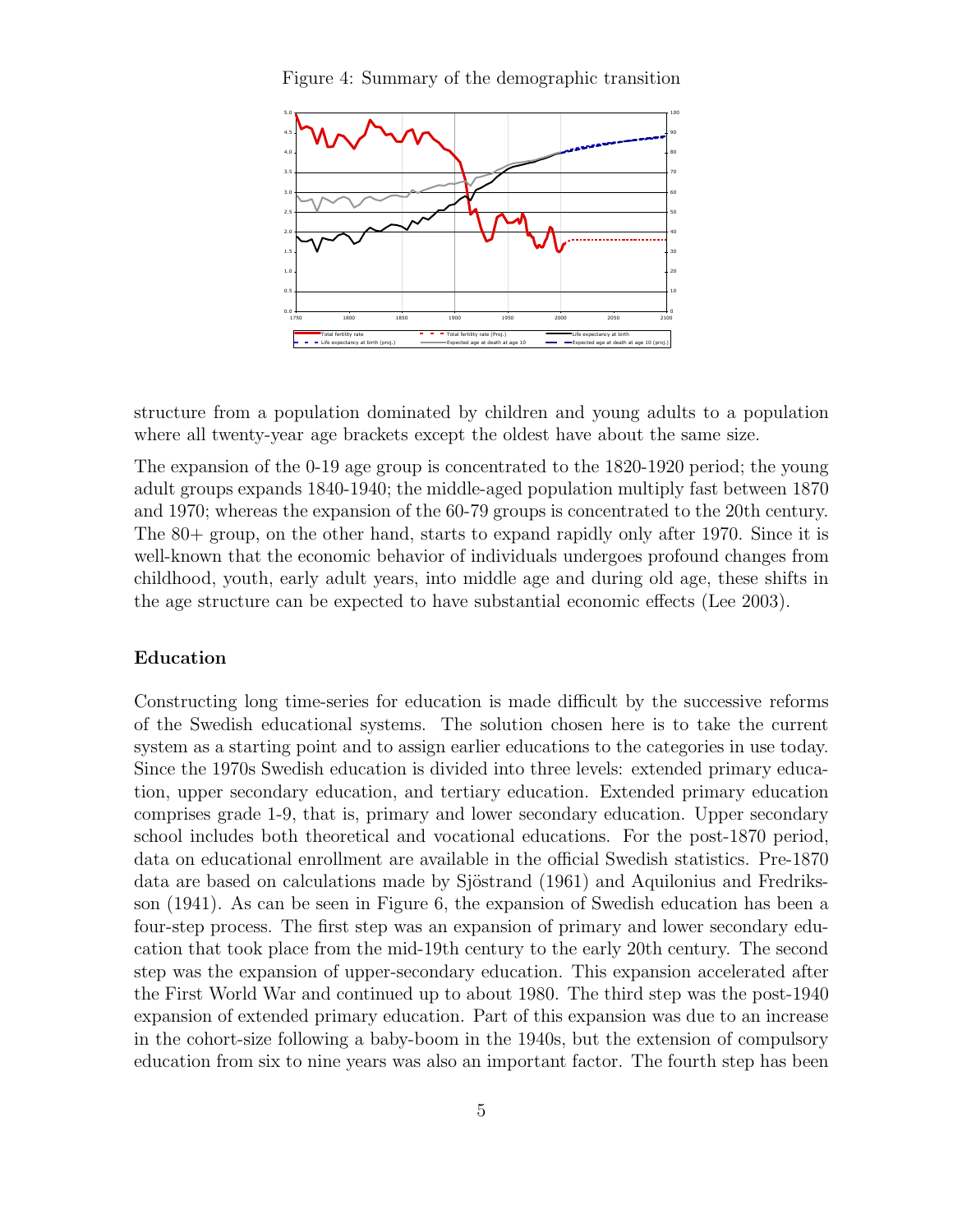Figure 4: Summary of the demographic transition

structure from a population dominated by children and young adults to a population where all twenty-year age brackets except the oldest have about the same size.

The expansion of the 0-19 age group is concentrated to the 1820-1920 period; the young adult groups expands 1840-1940; the middle-aged population multiply fast between 1870 and 1970; whereas the expansion of the 60-79 groups is concentrated to the 20th century. The 80+ group, on the other hand, starts to expand rapidly only after 1970. Since it is well-known that the economic behavior of individuals undergoes profound changes from childhood, youth, early adult years, into middle age and during old age, these shifts in the age structure can be expected to have substantial economic effects (Lee 2003).

**Education**

Constructing long time-series for education is made difficult by the successive reforms of the Swedish educational systems. The solution chosen here is to take the current system as a starting point and to assign earlier educations to the categories in use today. Since the 1970s Swedish education is divided into three levels: extended primary education, upper secondary education, and tertiary education. Extended primary education comprises grade 1-9, that is, primary and lower secondary education. Upper secondary school includes both theoretical and vocational educations. For the post-1870 period, data on educational enrollment are available in the official Swedish statistics. Pre-1870 data are based on calculations made by Sjöstrand (1961) and Aquilonius and Fredriksson (1941). As can be seen in Figure 6, the expansion of Swedish education has been a four-step process. The first step was an expansion of primary and lower secondary education that took place from the mid-19th century to the early 20th century. The second step was the expansion of upper-secondary education. This expansion accelerated after the First World War and continued up to about 1980. The third step was the post-1940 expansion of extended primary education. Part of this expansion was due to an increase in the cohort-size following a baby-boom in the 1940s, but the extension of compulsory education from six to nine years was also an important factor. The fourth step has been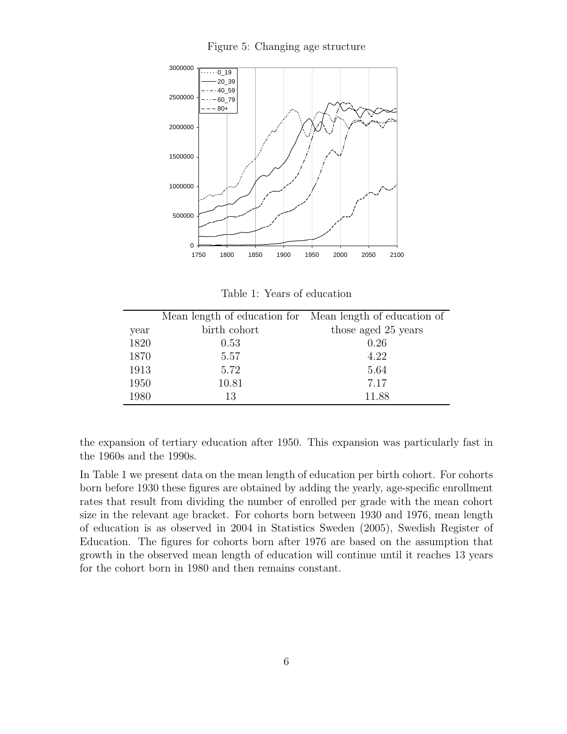Figure 5: Changing age structure

Table 1: Years of education

| year | Mean length of education for birth cohort | Mean length of education of those aged 25 years |
|---|---|---|
| 1820 | 0.53 | 0.26 |
| 1870 | 5.57 | 4.22 |
| 1913 | 5.72 | 5.64 |
| 1950 | 10.81 | 7.17 |
| 1980 | 13 | 11.88 |

the expansion of tertiary education after 1950. This expansion was particularly fast in the 1960s and the 1990s.

In Table 1 we present data on the mean length of education per birth cohort. For cohorts born before 1930 these figures are obtained by adding the yearly, age-specific enrollment rates that result from dividing the number of enrolled per grade with the mean cohort size in the relevant age bracket. For cohorts born between 1930 and 1976, mean length of education is as observed in 2004 in Statistics Sweden (2005), Swedish Register of Education. The figures for cohorts born after 1976 are based on the assumption that growth in the observed mean length of education will continue until it reaches 13 years for the cohort born in 1980 and then remains constant.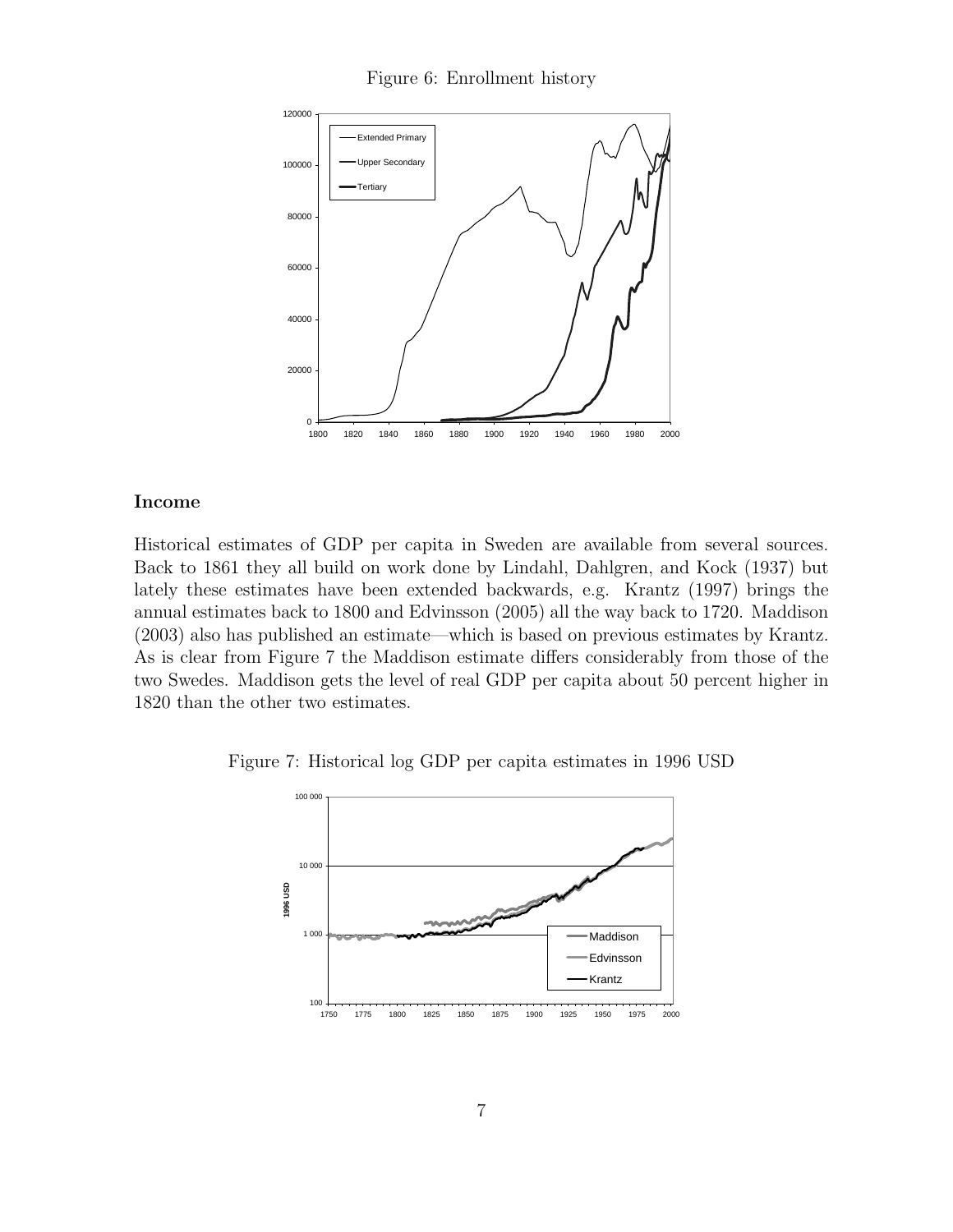Figure 6: Enrollment history

## Income

Historical estimates of GDP per capita in Sweden are available from several sources. Back to 1861 they all build on work done by Lindahl, Dahlgren, and Kock (1937) but lately these estimates have been extended backwards, e.g. Krantz (1997) brings the annual estimates back to 1800 and Edvinsson (2005) all the way back to 1720. Maddison (2003) also has published an estimate—which is based on previous estimates by Krantz. As is clear from Figure 7 the Maddison estimate differs considerably from those of the two Swedes. Maddison gets the level of real GDP per capita about 50 percent higher in 1820 than the other two estimates.

Figure 7: Historical log GDP per capita estimates in 1996 USD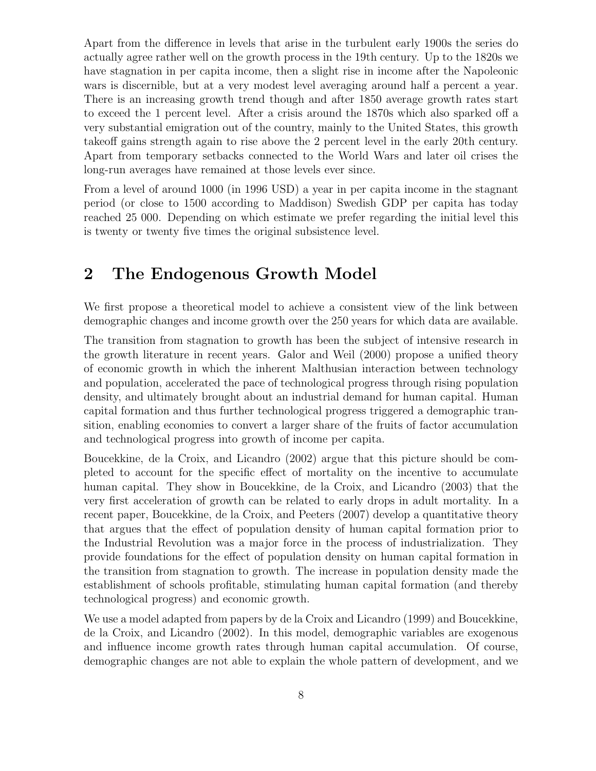Apart from the difference in levels that arise in the turbulent early 1900s the series do actually agree rather well on the growth process in the 19th century. Up to the 1820s we have stagnation in per capita income, then a slight rise in income after the Napoleonic wars is discernible, but at a very modest level averaging around half a percent a year. There is an increasing growth trend though and after 1850 average growth rates start to exceed the 1 percent level. After a crisis around the 1870s which also sparked off a very substantial emigration out of the country, mainly to the United States, this growth takeoff gains strength again to rise above the 2 percent level in the early 20th century. Apart from temporary setbacks connected to the World Wars and later oil crises the long-run averages have remained at those levels ever since.

From a level of around 1000 (in 1996 USD) a year in per capita income in the stagnant period (or close to 1500 according to Maddison) Swedish GDP per capita has today reached 25 000. Depending on which estimate we prefer regarding the initial level this is twenty or twenty five times the original subsistence level.

# 2 The Endogenous Growth Model

We first propose a theoretical model to achieve a consistent view of the link between demographic changes and income growth over the 250 years for which data are available.

The transition from stagnation to growth has been the subject of intensive research in the growth literature in recent years. Galor and Weil (2000) propose a unified theory of economic growth in which the inherent Malthusian interaction between technology and population, accelerated the pace of technological progress through rising population density, and ultimately brought about an industrial demand for human capital. Human capital formation and thus further technological progress triggered a demographic transition, enabling economies to convert a larger share of the fruits of factor accumulation and technological progress into growth of income per capita.

Boucekkine, de la Croix, and Licandro (2002) argue that this picture should be completed to account for the specific effect of mortality on the incentive to accumulate human capital. They show in Boucekkine, de la Croix, and Licandro (2003) that the very first acceleration of growth can be related to early drops in adult mortality. In a recent paper, Boucekkine, de la Croix, and Peeters (2007) develop a quantitative theory that argues that the effect of population density of human capital formation prior to the Industrial Revolution was a major force in the process of industrialization. They provide foundations for the effect of population density on human capital formation in the transition from stagnation to growth. The increase in population density made the establishment of schools profitable, stimulating human capital formation (and thereby technological progress) and economic growth.

We use a model adapted from papers by de la Croix and Licandro (1999) and Boucekkine, de la Croix, and Licandro (2002). In this model, demographic variables are exogenous and influence income growth rates through human capital accumulation. Of course, demographic changes are not able to explain the whole pattern of development, and we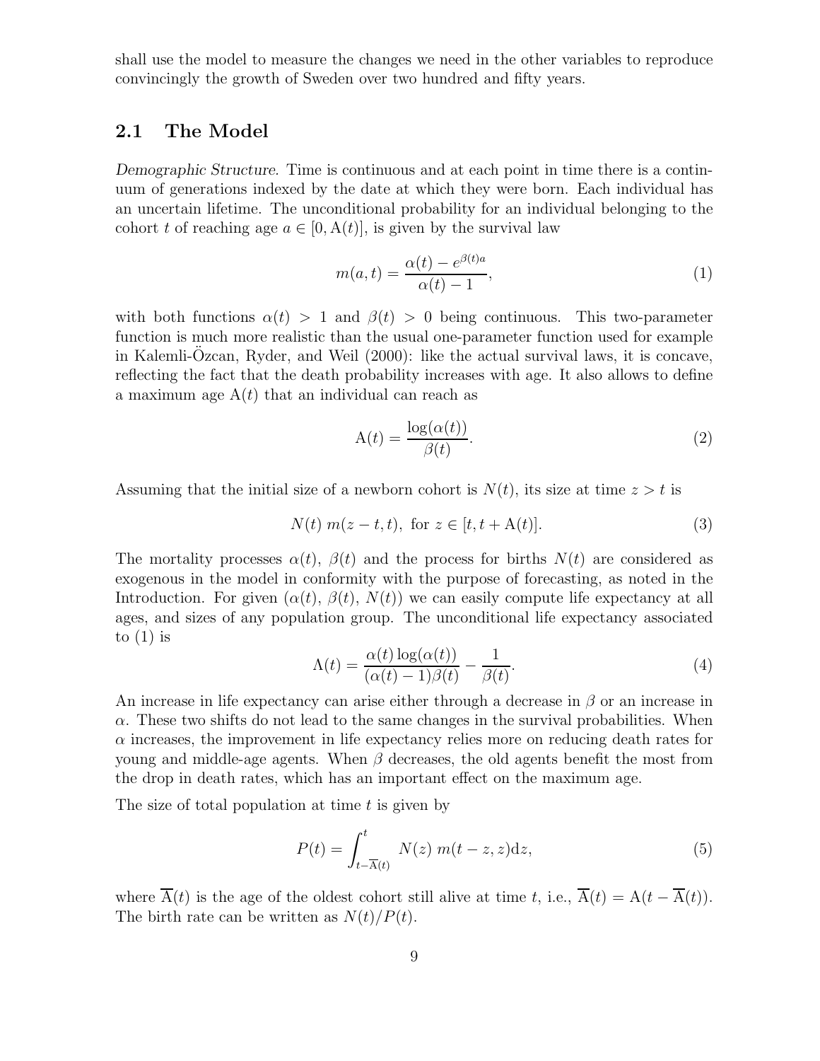shall use the model to measure the changes we need in the other variables to reproduce convincingly the growth of Sweden over two hundred and fifty years.

## 2.1 The Model

*Demographic Structure.* Time is continuous and at each point in time there is a continuum of generations indexed by the date at which they were born. Each individual has an uncertain lifetime. The unconditional probability for an individual belonging to the cohort $t$ of reaching age $a \in [0, \mathrm{A}(t)]$, is given by the survival law

$$m(a, t) = \frac{\alpha(t) - e^{\beta(t)a}}{\alpha(t) - 1}, \tag{1}$$

with both functions $\alpha(t) > 1$ and $\beta(t) > 0$ being continuous. This two-parameter function is much more realistic than the usual one-parameter function used for example in Kalemli-Özcan, Ryder, and Weil (2000): like the actual survival laws, it is concave, reflecting the fact that the death probability increases with age. It also allows to define a maximum age $\mathrm{A}(t)$ that an individual can reach as

$$\mathrm{A}(t) = \frac{\log(\alpha(t))}{\beta(t)}. \tag{2}$$

Assuming that the initial size of a newborn cohort is $N(t)$, its size at time $z > t$ is

$$N(t)\ m(z - t, t), \text{ for } z \in [t, t + \mathrm{A}(t)]. \tag{3}$$

The mortality processes $\alpha(t)$, $\beta(t)$ and the process for births $N(t)$ are considered as exogenous in the model in conformity with the purpose of forecasting, as noted in the Introduction. For given $(\alpha(t), \beta(t), N(t))$ we can easily compute life expectancy at all ages, and sizes of any population group. The unconditional life expectancy associated to (1) is

$$\Lambda(t) = \frac{\alpha(t)\log(\alpha(t))}{(\alpha(t) - 1)\beta(t)} - \frac{1}{\beta(t)}. \tag{4}$$

An increase in life expectancy can arise either through a decrease in $\beta$ or an increase in $\alpha$. These two shifts do not lead to the same changes in the survival probabilities. When $\alpha$ increases, the improvement in life expectancy relies more on reducing death rates for young and middle-age agents. When $\beta$ decreases, the old agents benefit the most from the drop in death rates, which has an important effect on the maximum age.

The size of total population at time $t$ is given by

$$P(t) = \int_{t-\overline{\mathrm{A}}(t)}^{t} N(z)\ m(t - z, z)\mathrm{d}z, \tag{5}$$

where $\overline{\mathrm{A}}(t)$ is the age of the oldest cohort still alive at time $t$, i.e., $\overline{\mathrm{A}}(t) = \mathrm{A}(t - \overline{\mathrm{A}}(t))$. The birth rate can be written as $N(t)/P(t)$.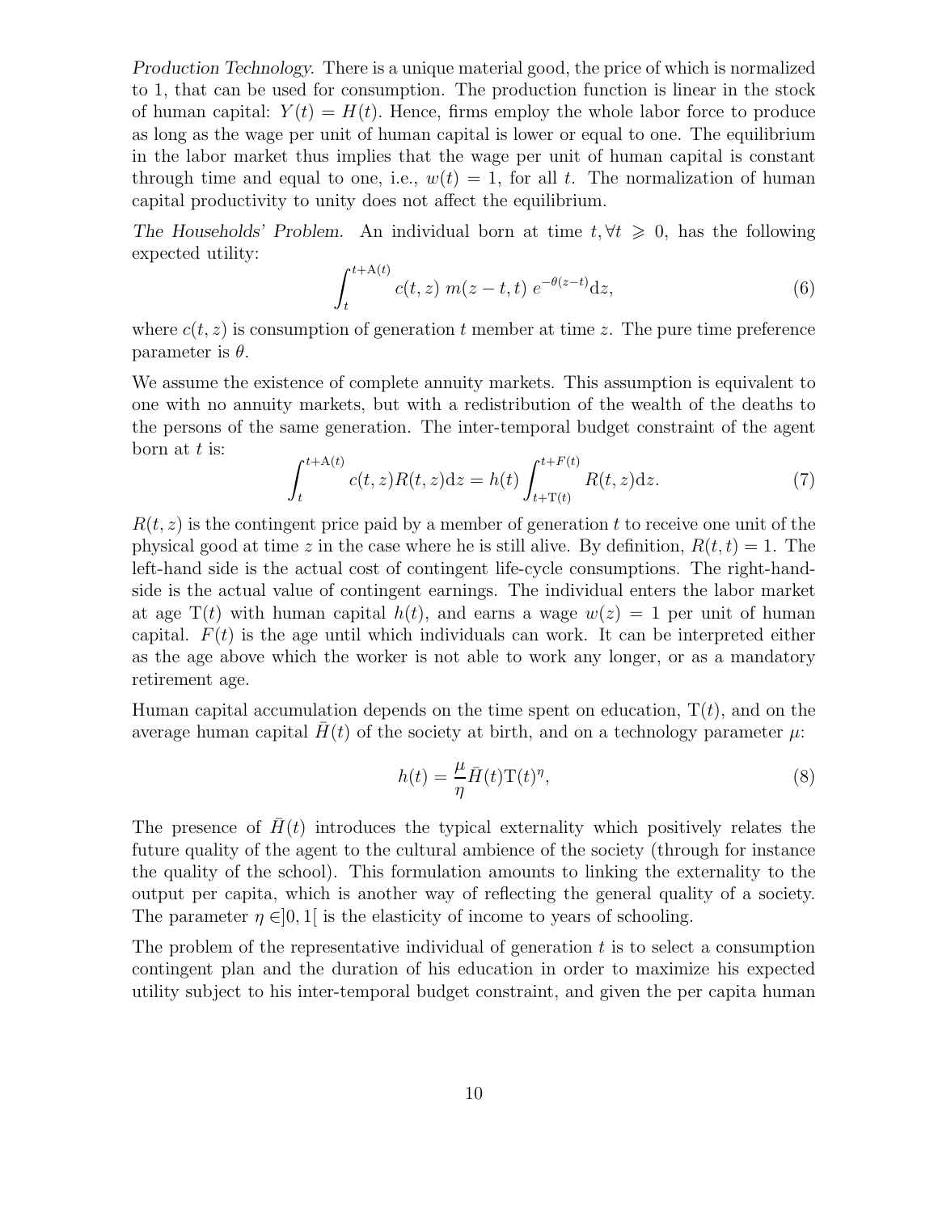*Production Technology.* There is a unique material good, the price of which is normalized to 1, that can be used for consumption. The production function is linear in the stock of human capital: $Y(t) = H(t)$. Hence, firms employ the whole labor force to produce as long as the wage per unit of human capital is lower or equal to one. The equilibrium in the labor market thus implies that the wage per unit of human capital is constant through time and equal to one, i.e., $w(t) = 1$, for all $t$. The normalization of human capital productivity to unity does not affect the equilibrium.

*The Households' Problem.* An individual born at time $t, \forall t \geqslant 0$, has the following expected utility:

$$\int_{t}^{t+\mathrm{A}(t)} c(t,z)\; m(z-t,t)\; e^{-\theta(z-t)} \mathrm{d}z, \tag{6}$$

where $c(t,z)$ is consumption of generation $t$ member at time $z$. The pure time preference parameter is $\theta$.

We assume the existence of complete annuity markets. This assumption is equivalent to one with no annuity markets, but with a redistribution of the wealth of the deaths to the persons of the same generation. The inter-temporal budget constraint of the agent born at $t$ is:

$$\int_{t}^{t+\mathrm{A}(t)} c(t,z) R(t,z) \mathrm{d}z = h(t) \int_{t+\mathrm{T}(t)}^{t+F(t)} R(t,z) \mathrm{d}z. \tag{7}$$

$R(t,z)$ is the contingent price paid by a member of generation $t$ to receive one unit of the physical good at time $z$ in the case where he is still alive. By definition, $R(t,t) = 1$. The left-hand side is the actual cost of contingent life-cycle consumptions. The right-hand-side is the actual value of contingent earnings. The individual enters the labor market at age $\mathrm{T}(t)$ with human capital $h(t)$, and earns a wage $w(z) = 1$ per unit of human capital. $F(t)$ is the age until which individuals can work. It can be interpreted either as the age above which the worker is not able to work any longer, or as a mandatory retirement age.

Human capital accumulation depends on the time spent on education, $\mathrm{T}(t)$, and on the average human capital $\bar{H}(t)$ of the society at birth, and on a technology parameter $\mu$:

$$h(t) = \frac{\mu}{\eta} \bar{H}(t) \mathrm{T}(t)^{\eta}, \tag{8}$$

The presence of $\bar{H}(t)$ introduces the typical externality which positively relates the future quality of the agent to the cultural ambience of the society (through for instance the quality of the school). This formulation amounts to linking the externality to the output per capita, which is another way of reflecting the general quality of a society. The parameter $\eta \in ]0,1[$ is the elasticity of income to years of schooling.

The problem of the representative individual of generation $t$ is to select a consumption contingent plan and the duration of his education in order to maximize his expected utility subject to his inter-temporal budget constraint, and given the per capita human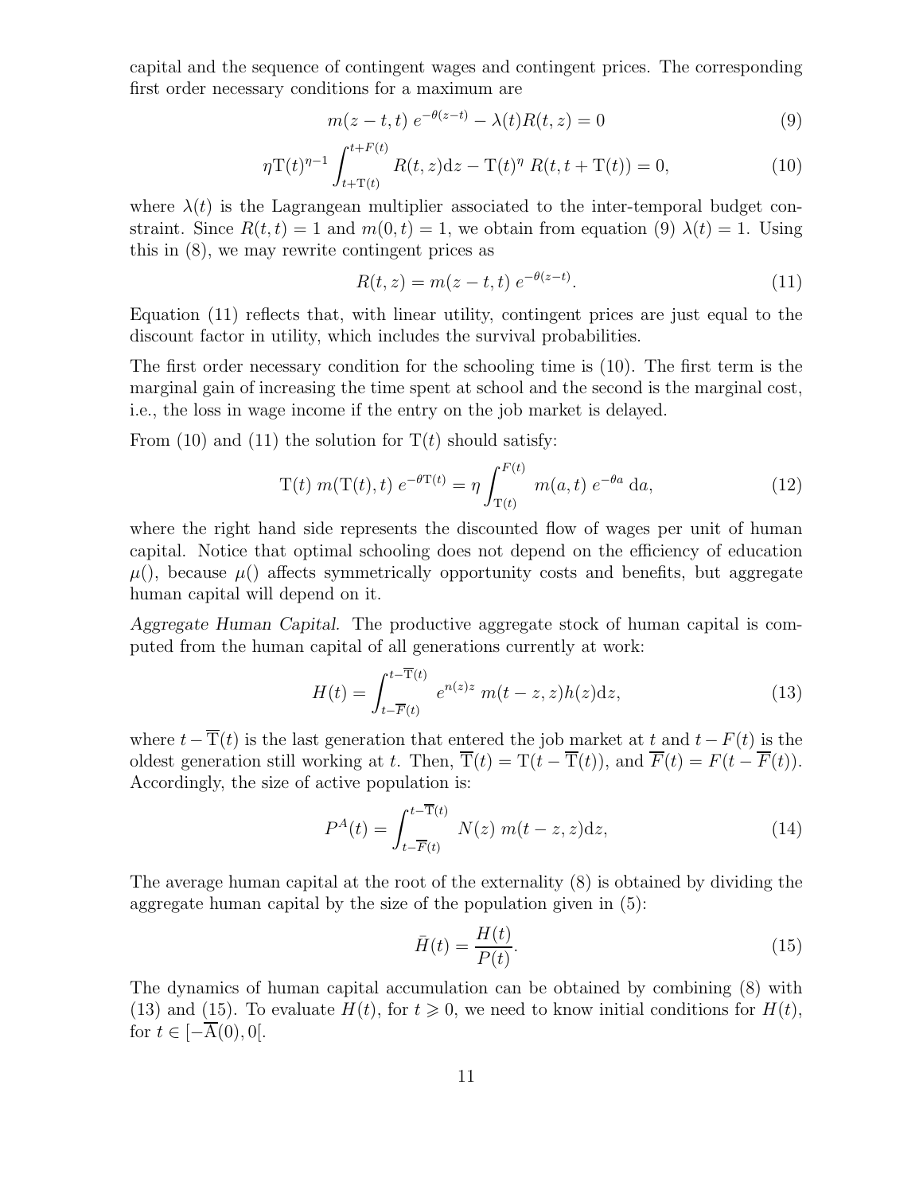capital and the sequence of contingent wages and contingent prices. The corresponding first order necessary conditions for a maximum are

$$m(z-t,t)\, e^{-\theta(z-t)} - \lambda(t)R(t,z) = 0 \tag{9}$$

$$\eta \mathrm{T}(t)^{\eta-1} \int_{t+\mathrm{T}(t)}^{t+F(t)} R(t,z)\mathrm{d}z - \mathrm{T}(t)^{\eta}\, R(t,t+\mathrm{T}(t)) = 0, \tag{10}$$

where $\lambda(t)$ is the Lagrangean multiplier associated to the inter-temporal budget constraint. Since $R(t,t) = 1$ and $m(0,t) = 1$, we obtain from equation (9) $\lambda(t) = 1$. Using this in (8), we may rewrite contingent prices as

$$R(t,z) = m(z-t,t)\, e^{-\theta(z-t)}. \tag{11}$$

Equation (11) reflects that, with linear utility, contingent prices are just equal to the discount factor in utility, which includes the survival probabilities.

The first order necessary condition for the schooling time is (10). The first term is the marginal gain of increasing the time spent at school and the second is the marginal cost, i.e., the loss in wage income if the entry on the job market is delayed.

From (10) and (11) the solution for $\mathrm{T}(t)$ should satisfy:

$$\mathrm{T}(t)\; m(\mathrm{T}(t),t)\; e^{-\theta \mathrm{T}(t)} = \eta \int_{\mathrm{T}(t)}^{F(t)} m(a,t)\; e^{-\theta a}\; \mathrm{d}a, \tag{12}$$

where the right hand side represents the discounted flow of wages per unit of human capital. Notice that optimal schooling does not depend on the efficiency of education $\mu()$, because $\mu()$ affects symmetrically opportunity costs and benefits, but aggregate human capital will depend on it.

*Aggregate Human Capital.* The productive aggregate stock of human capital is computed from the human capital of all generations currently at work:

$$H(t) = \int_{t-\overline{F}(t)}^{t-\overline{\mathrm{T}}(t)} e^{n(z)z}\; m(t-z,z)h(z)\mathrm{d}z, \tag{13}$$

where $t - \overline{\mathrm{T}}(t)$ is the last generation that entered the job market at $t$ and $t - F(t)$ is the oldest generation still working at $t$. Then, $\overline{\mathrm{T}}(t) = \mathrm{T}(t - \overline{\mathrm{T}}(t))$, and $\overline{F}(t) = F(t - \overline{F}(t))$. Accordingly, the size of active population is:

$$P^{A}(t) = \int_{t-\overline{F}(t)}^{t-\overline{\mathrm{T}}(t)} N(z)\; m(t-z,z)\mathrm{d}z, \tag{14}$$

The average human capital at the root of the externality (8) is obtained by dividing the aggregate human capital by the size of the population given in (5):

$$\bar{H}(t) = \frac{H(t)}{P(t)}. \tag{15}$$

The dynamics of human capital accumulation can be obtained by combining (8) with (13) and (15). To evaluate $H(t)$, for $t \geqslant 0$, we need to know initial conditions for $H(t)$, for $t \in [-\overline{\mathrm{A}}(0), 0[$.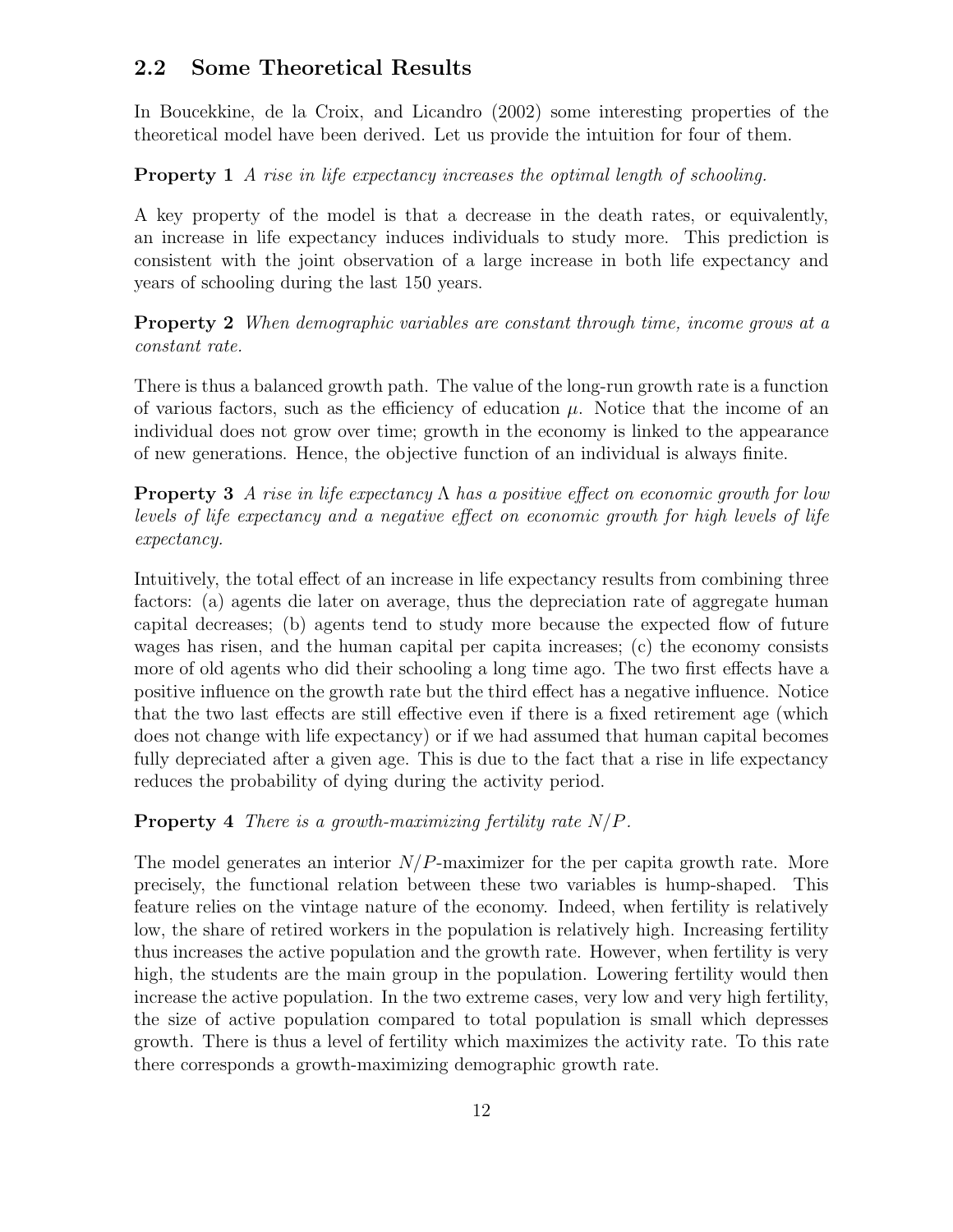## 2.2 Some Theoretical Results

In Boucekkine, de la Croix, and Licandro (2002) some interesting properties of the theoretical model have been derived. Let us provide the intuition for four of them.

**Property 1** *A rise in life expectancy increases the optimal length of schooling.*

A key property of the model is that a decrease in the death rates, or equivalently, an increase in life expectancy induces individuals to study more. This prediction is consistent with the joint observation of a large increase in both life expectancy and years of schooling during the last 150 years.

**Property 2** *When demographic variables are constant through time, income grows at a constant rate.*

There is thus a balanced growth path. The value of the long-run growth rate is a function of various factors, such as the efficiency of education $\mu$. Notice that the income of an individual does not grow over time; growth in the economy is linked to the appearance of new generations. Hence, the objective function of an individual is always finite.

**Property 3** *A rise in life expectancy $\Lambda$ has a positive effect on economic growth for low levels of life expectancy and a negative effect on economic growth for high levels of life expectancy.*

Intuitively, the total effect of an increase in life expectancy results from combining three factors: (a) agents die later on average, thus the depreciation rate of aggregate human capital decreases; (b) agents tend to study more because the expected flow of future wages has risen, and the human capital per capita increases; (c) the economy consists more of old agents who did their schooling a long time ago. The two first effects have a positive influence on the growth rate but the third effect has a negative influence. Notice that the two last effects are still effective even if there is a fixed retirement age (which does not change with life expectancy) or if we had assumed that human capital becomes fully depreciated after a given age. This is due to the fact that a rise in life expectancy reduces the probability of dying during the activity period.

**Property 4** *There is a growth-maximizing fertility rate $N/P$.*

The model generates an interior $N/P$-maximizer for the per capita growth rate. More precisely, the functional relation between these two variables is hump-shaped. This feature relies on the vintage nature of the economy. Indeed, when fertility is relatively low, the share of retired workers in the population is relatively high. Increasing fertility thus increases the active population and the growth rate. However, when fertility is very high, the students are the main group in the population. Lowering fertility would then increase the active population. In the two extreme cases, very low and very high fertility, the size of active population compared to total population is small which depresses growth. There is thus a level of fertility which maximizes the activity rate. To this rate there corresponds a growth-maximizing demographic growth rate.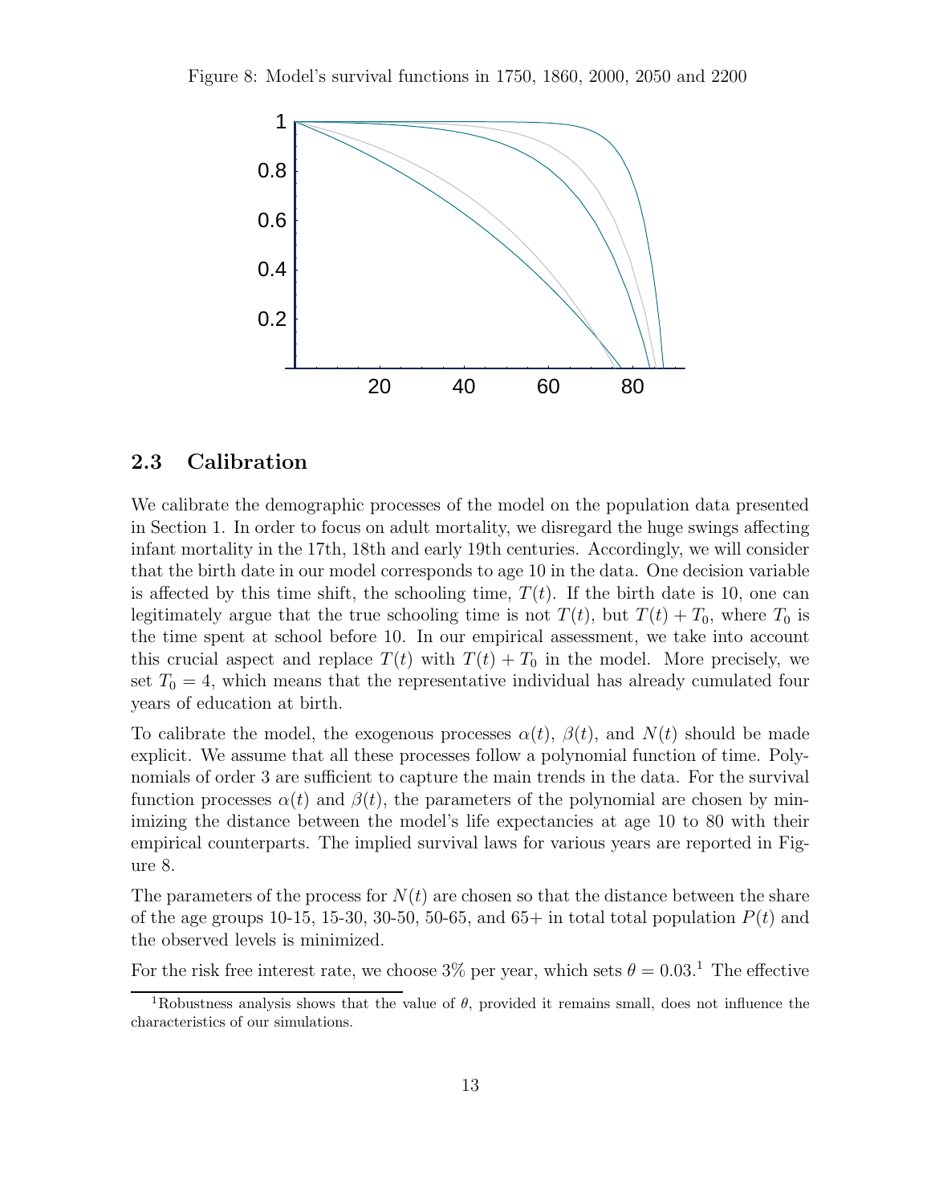Figure 8: Model's survival functions in 1750, 1860, 2000, 2050 and 2200

## 2.3 Calibration

We calibrate the demographic processes of the model on the population data presented in Section 1. In order to focus on adult mortality, we disregard the huge swings affecting infant mortality in the 17th, 18th and early 19th centuries. Accordingly, we will consider that the birth date in our model corresponds to age 10 in the data. One decision variable is affected by this time shift, the schooling time, $T(t)$. If the birth date is 10, one can legitimately argue that the true schooling time is not $T(t)$, but $T(t) + T_0$, where $T_0$ is the time spent at school before 10. In our empirical assessment, we take into account this crucial aspect and replace $T(t)$ with $T(t) + T_0$ in the model. More precisely, we set $T_0 = 4$, which means that the representative individual has already cumulated four years of education at birth.

To calibrate the model, the exogenous processes $\alpha(t)$, $\beta(t)$, and $N(t)$ should be made explicit. We assume that all these processes follow a polynomial function of time. Polynomials of order 3 are sufficient to capture the main trends in the data. For the survival function processes $\alpha(t)$ and $\beta(t)$, the parameters of the polynomial are chosen by minimizing the distance between the model's life expectancies at age 10 to 80 with their empirical counterparts. The implied survival laws for various years are reported in Figure 8.

The parameters of the process for $N(t)$ are chosen so that the distance between the share of the age groups 10-15, 15-30, 30-50, 50-65, and 65+ in total total population $P(t)$ and the observed levels is minimized.

For the risk free interest rate, we choose 3% per year, which sets $\theta = 0.03$.[1] The effective

[1] Robustness analysis shows that the value of $\theta$, provided it remains small, does not influence the characteristics of our simulations.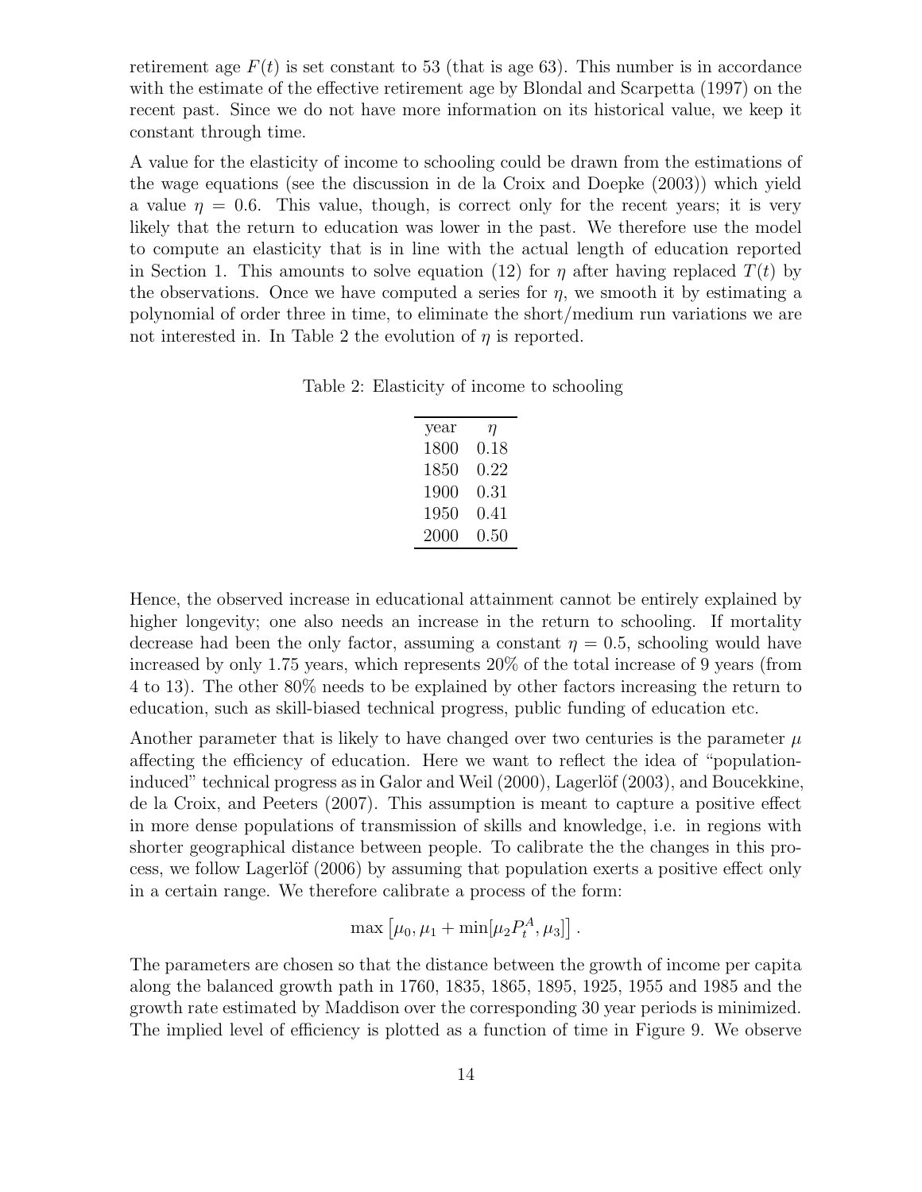retirement age $F(t)$ is set constant to 53 (that is age 63). This number is in accordance with the estimate of the effective retirement age by Blondal and Scarpetta (1997) on the recent past. Since we do not have more information on its historical value, we keep it constant through time.

A value for the elasticity of income to schooling could be drawn from the estimations of the wage equations (see the discussion in de la Croix and Doepke (2003)) which yield a value $\eta = 0.6$. This value, though, is correct only for the recent years; it is very likely that the return to education was lower in the past. We therefore use the model to compute an elasticity that is in line with the actual length of education reported in Section 1. This amounts to solve equation (12) for $\eta$ after having replaced $T(t)$ by the observations. Once we have computed a series for $\eta$, we smooth it by estimating a polynomial of order three in time, to eliminate the short/medium run variations we are not interested in. In Table 2 the evolution of $\eta$ is reported.

Table 2: Elasticity of income to schooling

| year | $\eta$ |
|---|---|
| 1800 | 0.18 |
| 1850 | 0.22 |
| 1900 | 0.31 |
| 1950 | 0.41 |
| 2000 | 0.50 |

Hence, the observed increase in educational attainment cannot be entirely explained by higher longevity; one also needs an increase in the return to schooling. If mortality decrease had been the only factor, assuming a constant $\eta = 0.5$, schooling would have increased by only 1.75 years, which represents 20% of the total increase of 9 years (from 4 to 13). The other 80% needs to be explained by other factors increasing the return to education, such as skill-biased technical progress, public funding of education etc.

Another parameter that is likely to have changed over two centuries is the parameter $\mu$ affecting the efficiency of education. Here we want to reflect the idea of "population-induced" technical progress as in Galor and Weil (2000), Lagerlöf (2003), and Boucekkine, de la Croix, and Peeters (2007). This assumption is meant to capture a positive effect in more dense populations of transmission of skills and knowledge, i.e. in regions with shorter geographical distance between people. To calibrate the the changes in this process, we follow Lagerlöf (2006) by assuming that population exerts a positive effect only in a certain range. We therefore calibrate a process of the form:

$$\max\left[\mu_0, \mu_1 + \min[\mu_2 P_t^A, \mu_3]\right].$$

The parameters are chosen so that the distance between the growth of income per capita along the balanced growth path in 1760, 1835, 1865, 1895, 1925, 1955 and 1985 and the growth rate estimated by Maddison over the corresponding 30 year periods is minimized. The implied level of efficiency is plotted as a function of time in Figure 9. We observe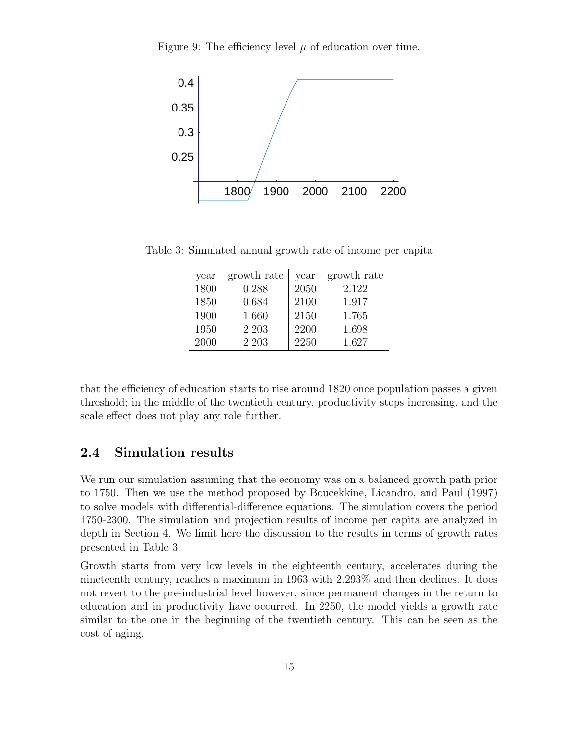Figure 9: The efficiency level $\mu$ of education over time.

Table 3: Simulated annual growth rate of income per capita

| year | growth rate | year | growth rate |
|---|---|---|---|
| 1800 | 0.288 | 2050 | 2.122 |
| 1850 | 0.684 | 2100 | 1.917 |
| 1900 | 1.660 | 2150 | 1.765 |
| 1950 | 2.203 | 2200 | 1.698 |
| 2000 | 2.203 | 2250 | 1.627 |

that the efficiency of education starts to rise around 1820 once population passes a given threshold; in the middle of the twentieth century, productivity stops increasing, and the scale effect does not play any role further.

## 2.4 Simulation results

We run our simulation assuming that the economy was on a balanced growth path prior to 1750. Then we use the method proposed by Boucekkine, Licandro, and Paul (1997) to solve models with differential-difference equations. The simulation covers the period 1750-2300. The simulation and projection results of income per capita are analyzed in depth in Section 4. We limit here the discussion to the results in terms of growth rates presented in Table 3.

Growth starts from very low levels in the eighteenth century, accelerates during the nineteenth century, reaches a maximum in 1963 with 2.293% and then declines. It does not revert to the pre-industrial level however, since permanent changes in the return to education and in productivity have occurred. In 2250, the model yields a growth rate similar to the one in the beginning of the twentieth century. This can be seen as the cost of aging.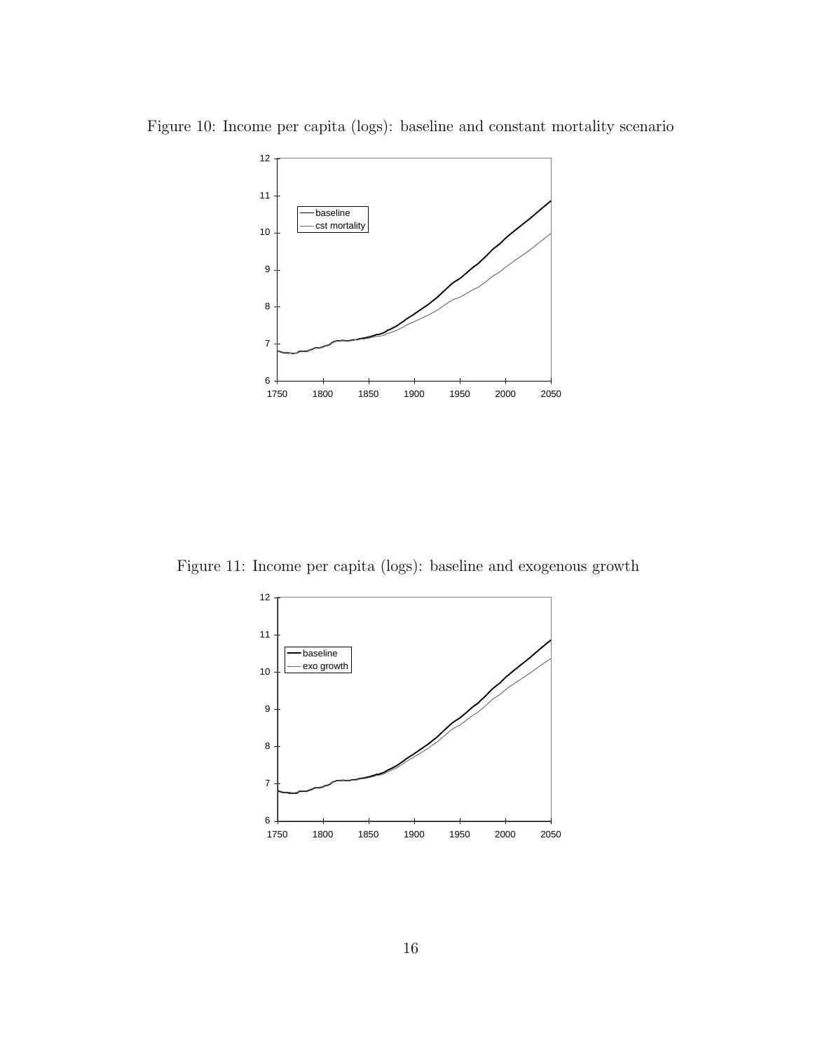Figure 10: Income per capita (logs): baseline and constant mortality scenario

Figure 11: Income per capita (logs): baseline and exogenous growth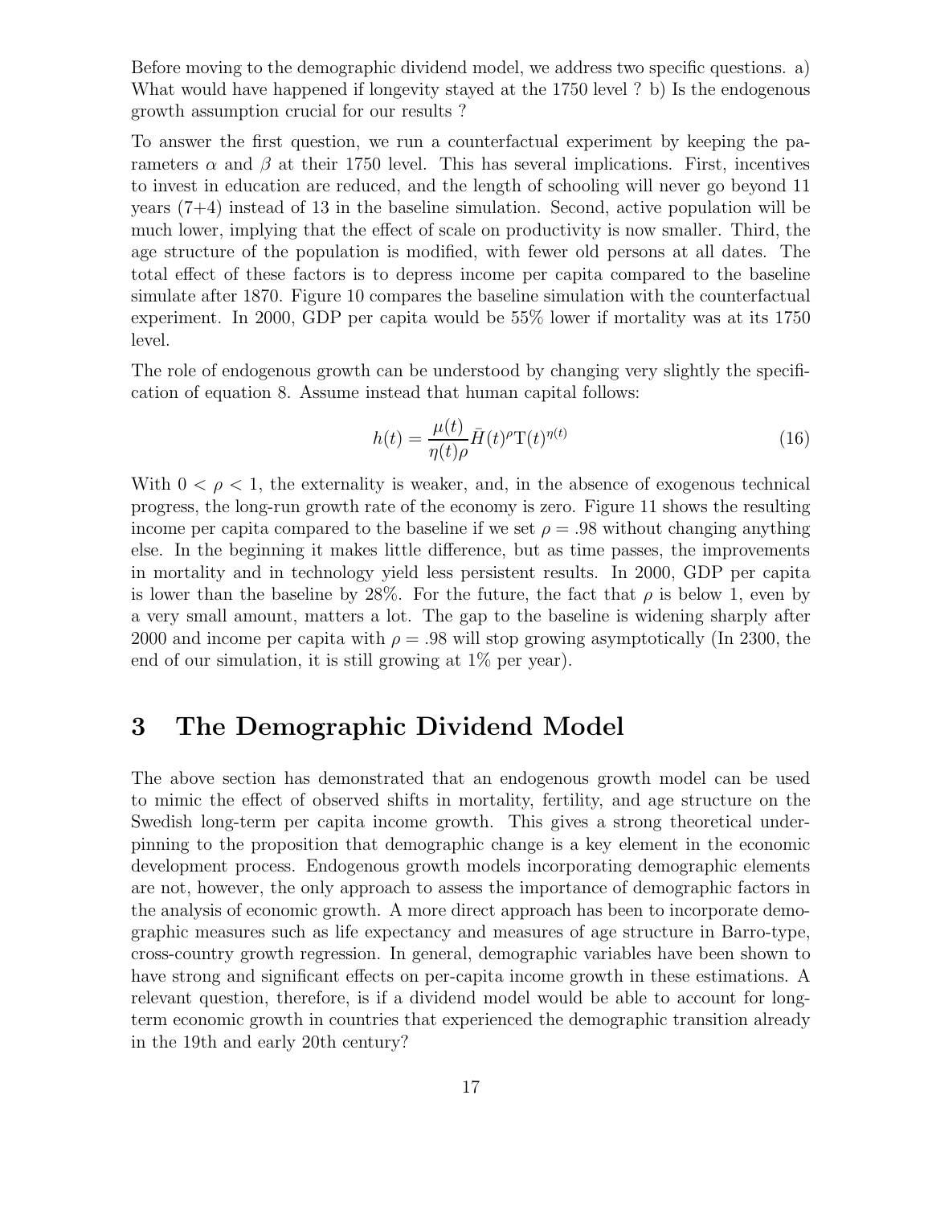Before moving to the demographic dividend model, we address two specific questions. a) What would have happened if longevity stayed at the 1750 level ? b) Is the endogenous growth assumption crucial for our results ?

To answer the first question, we run a counterfactual experiment by keeping the parameters $\alpha$ and $\beta$ at their 1750 level. This has several implications. First, incentives to invest in education are reduced, and the length of schooling will never go beyond 11 years (7+4) instead of 13 in the baseline simulation. Second, active population will be much lower, implying that the effect of scale on productivity is now smaller. Third, the age structure of the population is modified, with fewer old persons at all dates. The total effect of these factors is to depress income per capita compared to the baseline simulate after 1870. Figure 10 compares the baseline simulation with the counterfactual experiment. In 2000, GDP per capita would be 55% lower if mortality was at its 1750 level.

The role of endogenous growth can be understood by changing very slightly the specification of equation 8. Assume instead that human capital follows:

$$h(t) = \frac{\mu(t)}{\eta(t)\rho} \bar{H}(t)^{\rho} \mathrm{T}(t)^{\eta(t)} \tag{16}$$

With $0 < \rho < 1$, the externality is weaker, and, in the absence of exogenous technical progress, the long-run growth rate of the economy is zero. Figure 11 shows the resulting income per capita compared to the baseline if we set $\rho = .98$ without changing anything else. In the beginning it makes little difference, but as time passes, the improvements in mortality and in technology yield less persistent results. In 2000, GDP per capita is lower than the baseline by 28%. For the future, the fact that $\rho$ is below 1, even by a very small amount, matters a lot. The gap to the baseline is widening sharply after 2000 and income per capita with $\rho = .98$ will stop growing asymptotically (In 2300, the end of our simulation, it is still growing at 1% per year).

# 3 The Demographic Dividend Model

The above section has demonstrated that an endogenous growth model can be used to mimic the effect of observed shifts in mortality, fertility, and age structure on the Swedish long-term per capita income growth. This gives a strong theoretical underpinning to the proposition that demographic change is a key element in the economic development process. Endogenous growth models incorporating demographic elements are not, however, the only approach to assess the importance of demographic factors in the analysis of economic growth. A more direct approach has been to incorporate demographic measures such as life expectancy and measures of age structure in Barro-type, cross-country growth regression. In general, demographic variables have been shown to have strong and significant effects on per-capita income growth in these estimations. A relevant question, therefore, is if a dividend model would be able to account for long-term economic growth in countries that experienced the demographic transition already in the 19th and early 20th century?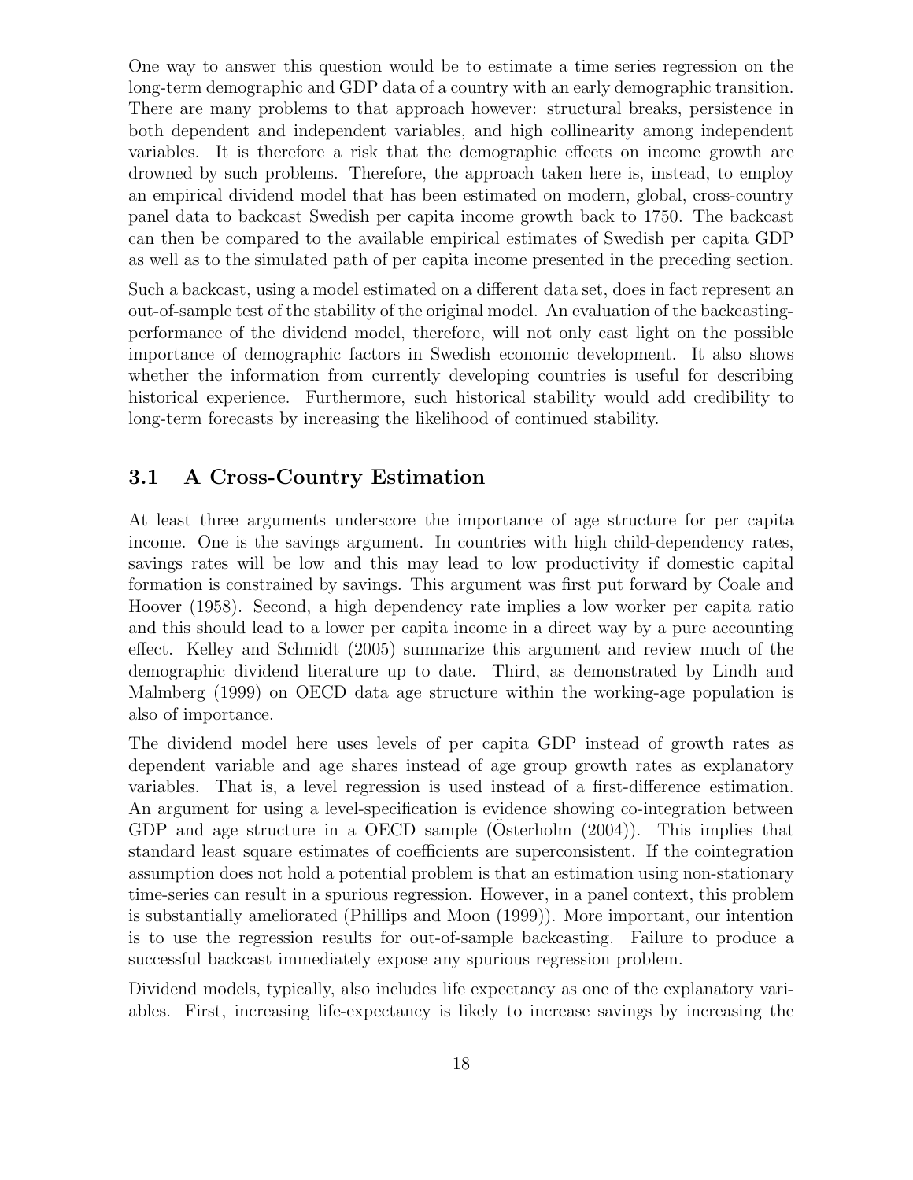One way to answer this question would be to estimate a time series regression on the long-term demographic and GDP data of a country with an early demographic transition. There are many problems to that approach however: structural breaks, persistence in both dependent and independent variables, and high collinearity among independent variables. It is therefore a risk that the demographic effects on income growth are drowned by such problems. Therefore, the approach taken here is, instead, to employ an empirical dividend model that has been estimated on modern, global, cross-country panel data to backcast Swedish per capita income growth back to 1750. The backcast can then be compared to the available empirical estimates of Swedish per capita GDP as well as to the simulated path of per capita income presented in the preceding section.

Such a backcast, using a model estimated on a different data set, does in fact represent an out-of-sample test of the stability of the original model. An evaluation of the backcasting-performance of the dividend model, therefore, will not only cast light on the possible importance of demographic factors in Swedish economic development. It also shows whether the information from currently developing countries is useful for describing historical experience. Furthermore, such historical stability would add credibility to long-term forecasts by increasing the likelihood of continued stability.

## 3.1 A Cross-Country Estimation

At least three arguments underscore the importance of age structure for per capita income. One is the savings argument. In countries with high child-dependency rates, savings rates will be low and this may lead to low productivity if domestic capital formation is constrained by savings. This argument was first put forward by Coale and Hoover (1958). Second, a high dependency rate implies a low worker per capita ratio and this should lead to a lower per capita income in a direct way by a pure accounting effect. Kelley and Schmidt (2005) summarize this argument and review much of the demographic dividend literature up to date. Third, as demonstrated by Lindh and Malmberg (1999) on OECD data age structure within the working-age population is also of importance.

The dividend model here uses levels of per capita GDP instead of growth rates as dependent variable and age shares instead of age group growth rates as explanatory variables. That is, a level regression is used instead of a first-difference estimation. An argument for using a level-specification is evidence showing co-integration between GDP and age structure in a OECD sample (Österholm (2004)). This implies that standard least square estimates of coefficients are superconsistent. If the cointegration assumption does not hold a potential problem is that an estimation using non-stationary time-series can result in a spurious regression. However, in a panel context, this problem is substantially ameliorated (Phillips and Moon (1999)). More important, our intention is to use the regression results for out-of-sample backcasting. Failure to produce a successful backcast immediately expose any spurious regression problem.

Dividend models, typically, also includes life expectancy as one of the explanatory variables. First, increasing life-expectancy is likely to increase savings by increasing the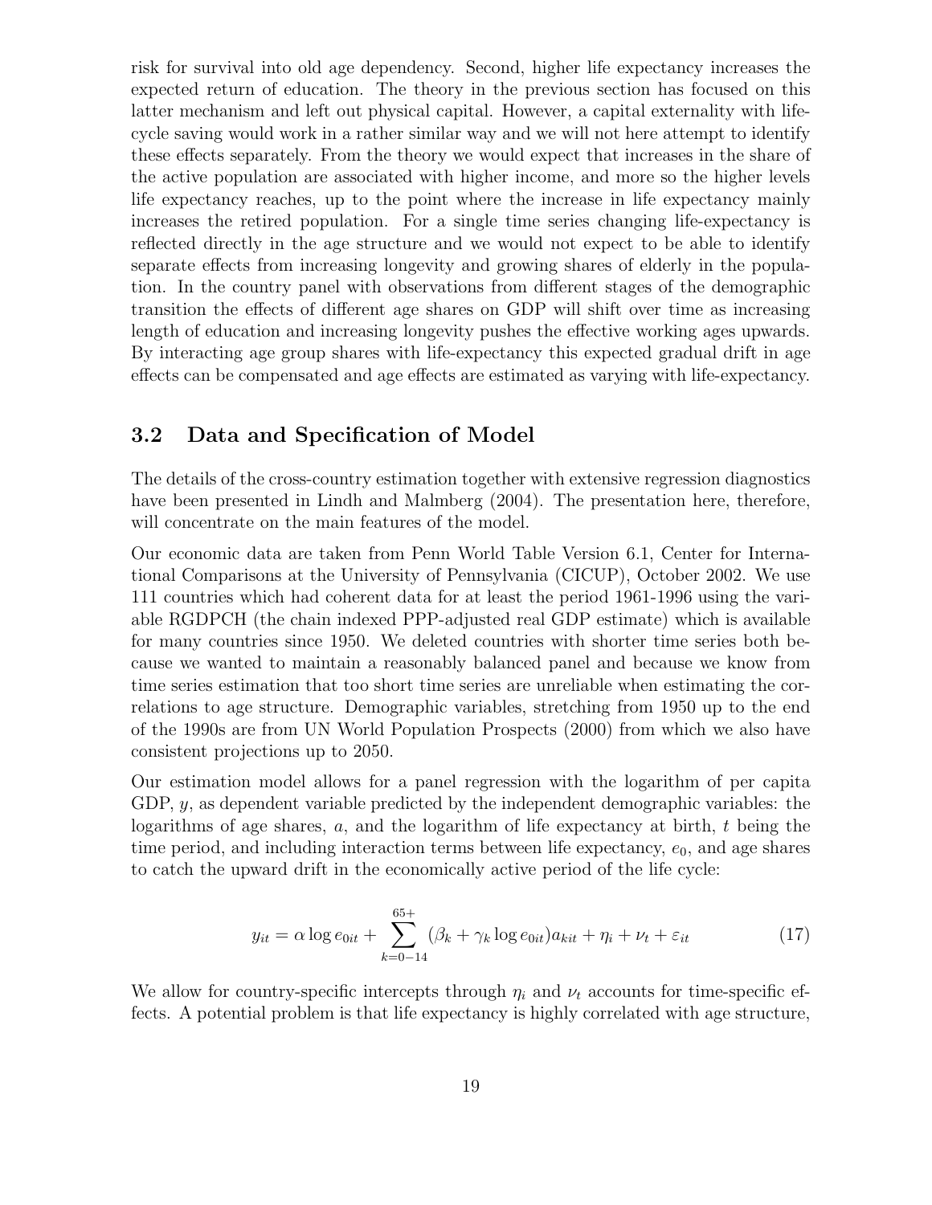risk for survival into old age dependency. Second, higher life expectancy increases the expected return of education. The theory in the previous section has focused on this latter mechanism and left out physical capital. However, a capital externality with life-cycle saving would work in a rather similar way and we will not here attempt to identify these effects separately. From the theory we would expect that increases in the share of the active population are associated with higher income, and more so the higher levels life expectancy reaches, up to the point where the increase in life expectancy mainly increases the retired population. For a single time series changing life-expectancy is reflected directly in the age structure and we would not expect to be able to identify separate effects from increasing longevity and growing shares of elderly in the population. In the country panel with observations from different stages of the demographic transition the effects of different age shares on GDP will shift over time as increasing length of education and increasing longevity pushes the effective working ages upwards. By interacting age group shares with life-expectancy this expected gradual drift in age effects can be compensated and age effects are estimated as varying with life-expectancy.

## 3.2 Data and Specification of Model

The details of the cross-country estimation together with extensive regression diagnostics have been presented in Lindh and Malmberg (2004). The presentation here, therefore, will concentrate on the main features of the model.

Our economic data are taken from Penn World Table Version 6.1, Center for International Comparisons at the University of Pennsylvania (CICUP), October 2002. We use 111 countries which had coherent data for at least the period 1961-1996 using the variable RGDPCH (the chain indexed PPP-adjusted real GDP estimate) which is available for many countries since 1950. We deleted countries with shorter time series both because we wanted to maintain a reasonably balanced panel and because we know from time series estimation that too short time series are unreliable when estimating the correlations to age structure. Demographic variables, stretching from 1950 up to the end of the 1990s are from UN World Population Prospects (2000) from which we also have consistent projections up to 2050.

Our estimation model allows for a panel regression with the logarithm of per capita GDP, $y$, as dependent variable predicted by the independent demographic variables: the logarithms of age shares, $a$, and the logarithm of life expectancy at birth, $t$ being the time period, and including interaction terms between life expectancy, $e_0$, and age shares to catch the upward drift in the economically active period of the life cycle:

$$y_{it} = \alpha \log e_{0it} + \sum_{k=0-14}^{65+} (\beta_k + \gamma_k \log e_{0it}) a_{kit} + \eta_i + \nu_t + \varepsilon_{it} \tag{17}$$

We allow for country-specific intercepts through $\eta_i$ and $\nu_t$ accounts for time-specific effects. A potential problem is that life expectancy is highly correlated with age structure,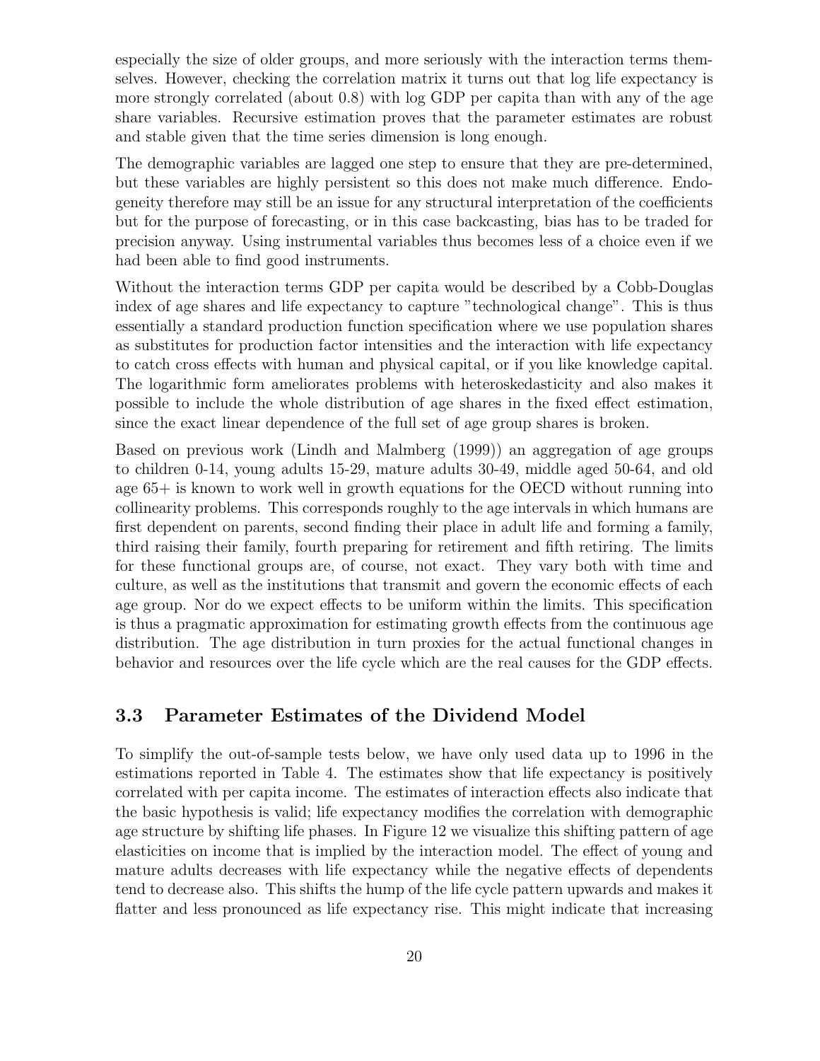especially the size of older groups, and more seriously with the interaction terms themselves. However, checking the correlation matrix it turns out that log life expectancy is more strongly correlated (about 0.8) with log GDP per capita than with any of the age share variables. Recursive estimation proves that the parameter estimates are robust and stable given that the time series dimension is long enough.

The demographic variables are lagged one step to ensure that they are pre-determined, but these variables are highly persistent so this does not make much difference. Endogeneity therefore may still be an issue for any structural interpretation of the coefficients but for the purpose of forecasting, or in this case backcasting, bias has to be traded for precision anyway. Using instrumental variables thus becomes less of a choice even if we had been able to find good instruments.

Without the interaction terms GDP per capita would be described by a Cobb-Douglas index of age shares and life expectancy to capture "technological change". This is thus essentially a standard production function specification where we use population shares as substitutes for production factor intensities and the interaction with life expectancy to catch cross effects with human and physical capital, or if you like knowledge capital. The logarithmic form ameliorates problems with heteroskedasticity and also makes it possible to include the whole distribution of age shares in the fixed effect estimation, since the exact linear dependence of the full set of age group shares is broken.

Based on previous work (Lindh and Malmberg (1999)) an aggregation of age groups to children 0-14, young adults 15-29, mature adults 30-49, middle aged 50-64, and old age 65+ is known to work well in growth equations for the OECD without running into collinearity problems. This corresponds roughly to the age intervals in which humans are first dependent on parents, second finding their place in adult life and forming a family, third raising their family, fourth preparing for retirement and fifth retiring. The limits for these functional groups are, of course, not exact. They vary both with time and culture, as well as the institutions that transmit and govern the economic effects of each age group. Nor do we expect effects to be uniform within the limits. This specification is thus a pragmatic approximation for estimating growth effects from the continuous age distribution. The age distribution in turn proxies for the actual functional changes in behavior and resources over the life cycle which are the real causes for the GDP effects.

### 3.3 Parameter Estimates of the Dividend Model

To simplify the out-of-sample tests below, we have only used data up to 1996 in the estimations reported in Table 4. The estimates show that life expectancy is positively correlated with per capita income. The estimates of interaction effects also indicate that the basic hypothesis is valid; life expectancy modifies the correlation with demographic age structure by shifting life phases. In Figure 12 we visualize this shifting pattern of age elasticities on income that is implied by the interaction model. The effect of young and mature adults decreases with life expectancy while the negative effects of dependents tend to decrease also. This shifts the hump of the life cycle pattern upwards and makes it flatter and less pronounced as life expectancy rise. This might indicate that increasing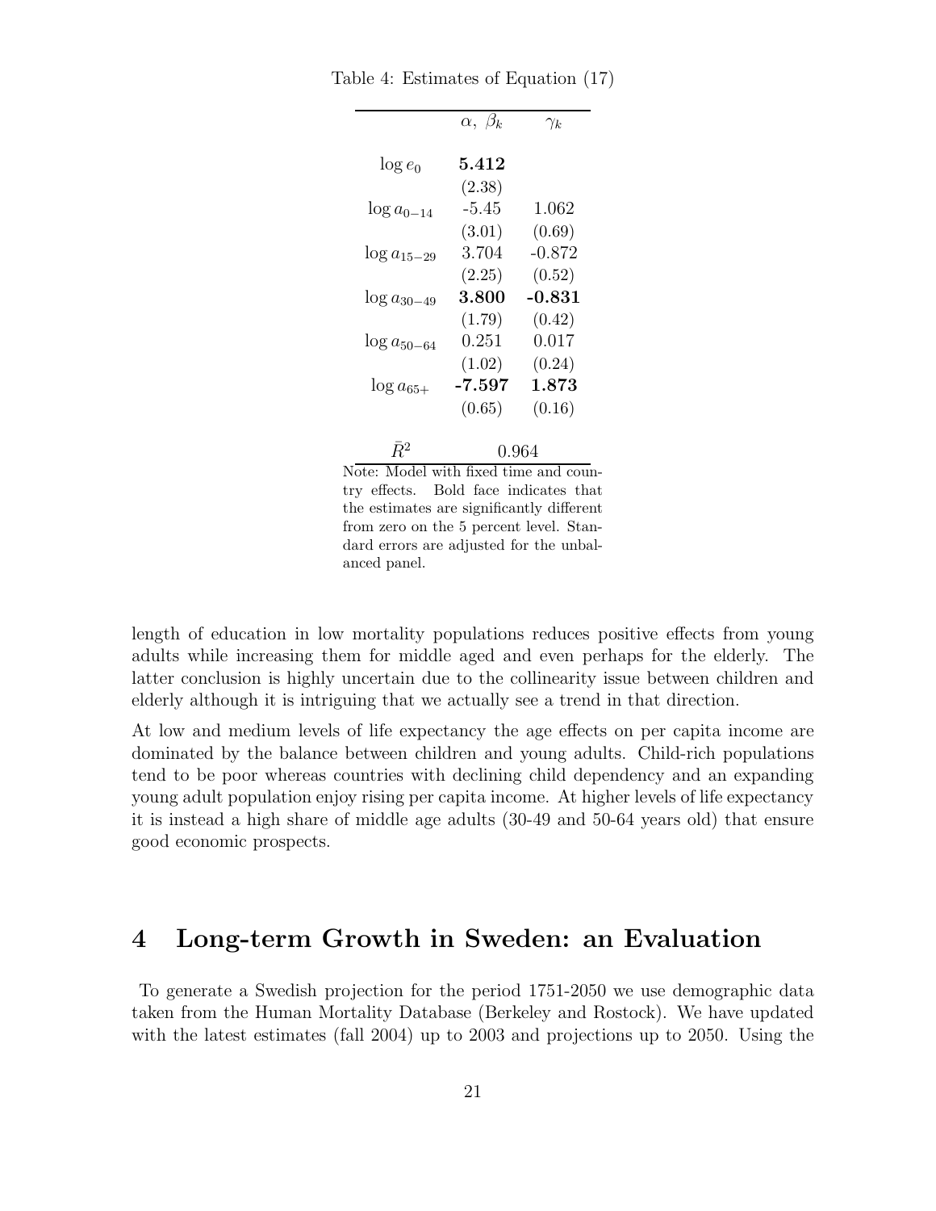Table 4: Estimates of Equation (17)

| | $\alpha,\ \beta_k$ | $\gamma_k$ |
|---|---|---|
| $\log e_0$ | **5.412** | |
| | (2.38) | |
| $\log a_{0-14}$ | -5.45 | 1.062 |
| | (3.01) | (0.69) |
| $\log a_{15-29}$ | 3.704 | -0.872 |
| | (2.25) | (0.52) |
| $\log a_{30-49}$ | **3.800** | **-0.831** |
| | (1.79) | (0.42) |
| $\log a_{50-64}$ | 0.251 | 0.017 |
| | (1.02) | (0.24) |
| $\log a_{65+}$ | **-7.597** | **1.873** |
| | (0.65) | (0.16) |
| $\bar{R}^2$ | 0.964 | |

Note: Model with fixed time and country effects. Bold face indicates that the estimates are significantly different from zero on the 5 percent level. Standard errors are adjusted for the unbalanced panel.

length of education in low mortality populations reduces positive effects from young adults while increasing them for middle aged and even perhaps for the elderly. The latter conclusion is highly uncertain due to the collinearity issue between children and elderly although it is intriguing that we actually see a trend in that direction.

At low and medium levels of life expectancy the age effects on per capita income are dominated by the balance between children and young adults. Child-rich populations tend to be poor whereas countries with declining child dependency and an expanding young adult population enjoy rising per capita income. At higher levels of life expectancy it is instead a high share of middle age adults (30-49 and 50-64 years old) that ensure good economic prospects.

# 4 Long-term Growth in Sweden: an Evaluation

To generate a Swedish projection for the period 1751-2050 we use demographic data taken from the Human Mortality Database (Berkeley and Rostock). We have updated with the latest estimates (fall 2004) up to 2003 and projections up to 2050. Using the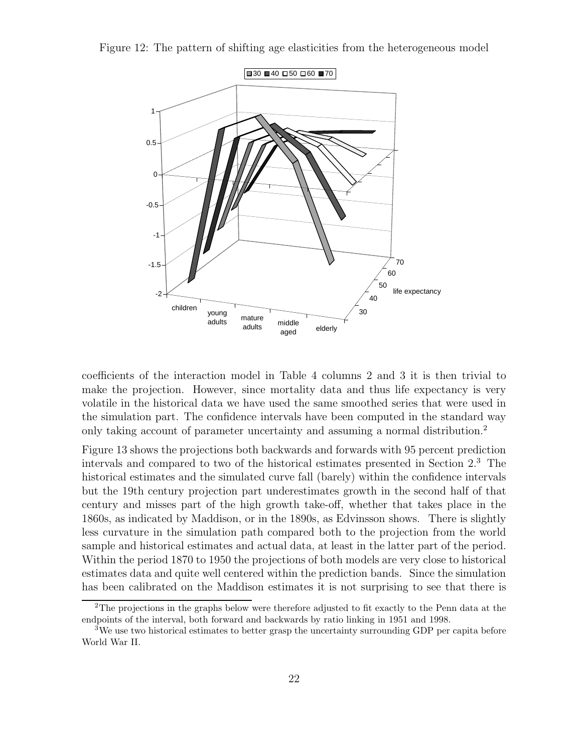Figure 12: The pattern of shifting age elasticities from the heterogeneous model

coefficients of the interaction model in Table 4 columns 2 and 3 it is then trivial to make the projection. However, since mortality data and thus life expectancy is very volatile in the historical data we have used the same smoothed series that were used in the simulation part. The confidence intervals have been computed in the standard way only taking account of parameter uncertainty and assuming a normal distribution.[2]

Figure 13 shows the projections both backwards and forwards with 95 percent prediction intervals and compared to two of the historical estimates presented in Section 2.[3] The historical estimates and the simulated curve fall (barely) within the confidence intervals but the 19th century projection part underestimates growth in the second half of that century and misses part of the high growth take-off, whether that takes place in the 1860s, as indicated by Maddison, or in the 1890s, as Edvinsson shows. There is slightly less curvature in the simulation path compared both to the projection from the world sample and historical estimates and actual data, at least in the latter part of the period. Within the period 1870 to 1950 the projections of both models are very close to historical estimates data and quite well centered within the prediction bands. Since the simulation has been calibrated on the Maddison estimates it is not surprising to see that there is

[2]The projections in the graphs below were therefore adjusted to fit exactly to the Penn data at the endpoints of the interval, both forward and backwards by ratio linking in 1951 and 1998.

[3]We use two historical estimates to better grasp the uncertainty surrounding GDP per capita before World War II.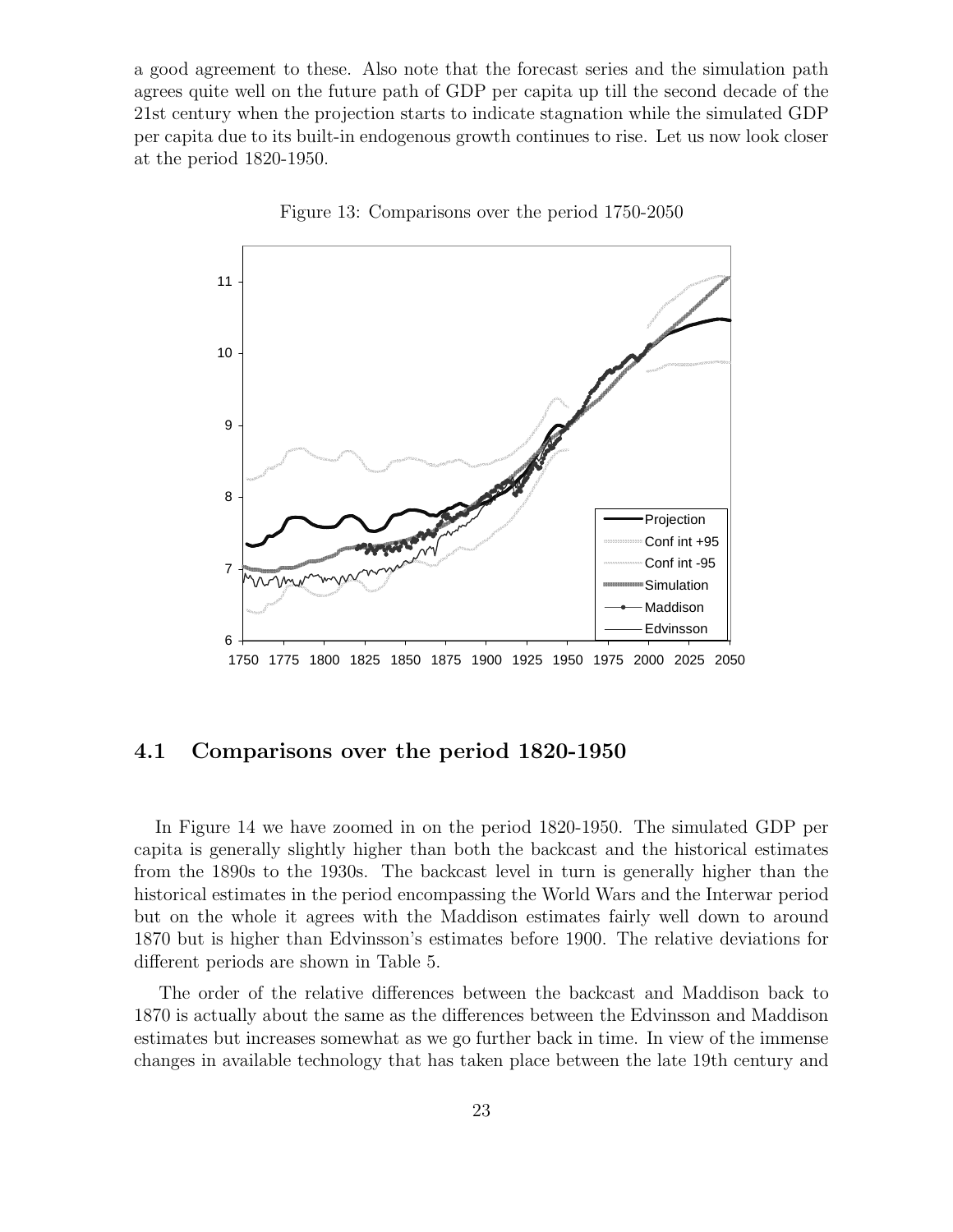a good agreement to these. Also note that the forecast series and the simulation path agrees quite well on the future path of GDP per capita up till the second decade of the 21st century when the projection starts to indicate stagnation while the simulated GDP per capita due to its built-in endogenous growth continues to rise. Let us now look closer at the period 1820-1950.

Figure 13: Comparisons over the period 1750-2050

## 4.1 Comparisons over the period 1820-1950

In Figure 14 we have zoomed in on the period 1820-1950. The simulated GDP per capita is generally slightly higher than both the backcast and the historical estimates from the 1890s to the 1930s. The backcast level in turn is generally higher than the historical estimates in the period encompassing the World Wars and the Interwar period but on the whole it agrees with the Maddison estimates fairly well down to around 1870 but is higher than Edvinsson's estimates before 1900. The relative deviations for different periods are shown in Table 5.

The order of the relative differences between the backcast and Maddison back to 1870 is actually about the same as the differences between the Edvinsson and Maddison estimates but increases somewhat as we go further back in time. In view of the immense changes in available technology that has taken place between the late 19th century and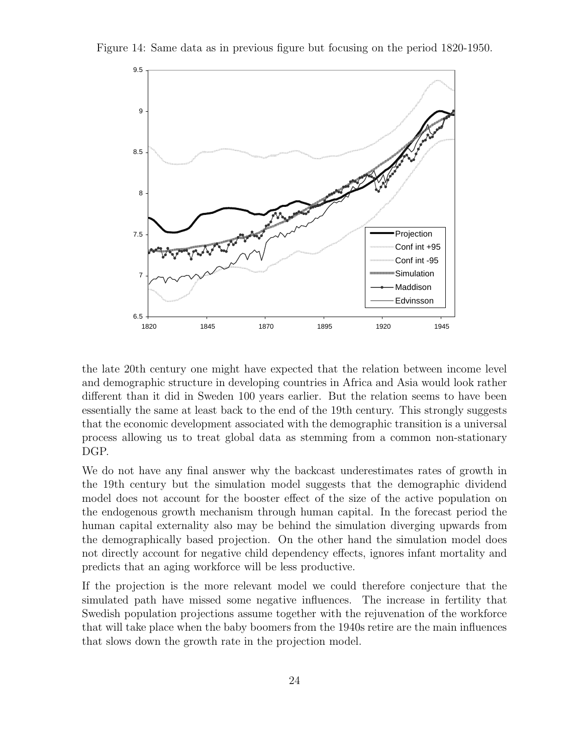Figure 14: Same data as in previous figure but focusing on the period 1820-1950.

the late 20th century one might have expected that the relation between income level and demographic structure in developing countries in Africa and Asia would look rather different than it did in Sweden 100 years earlier. But the relation seems to have been essentially the same at least back to the end of the 19th century. This strongly suggests that the economic development associated with the demographic transition is a universal process allowing us to treat global data as stemming from a common non-stationary DGP.

We do not have any final answer why the backcast underestimates rates of growth in the 19th century but the simulation model suggests that the demographic dividend model does not account for the booster effect of the size of the active population on the endogenous growth mechanism through human capital. In the forecast period the human capital externality also may be behind the simulation diverging upwards from the demographically based projection. On the other hand the simulation model does not directly account for negative child dependency effects, ignores infant mortality and predicts that an aging workforce will be less productive.

If the projection is the more relevant model we could therefore conjecture that the simulated path have missed some negative influences. The increase in fertility that Swedish population projections assume together with the rejuvenation of the workforce that will take place when the baby boomers from the 1940s retire are the main influences that slows down the growth rate in the projection model.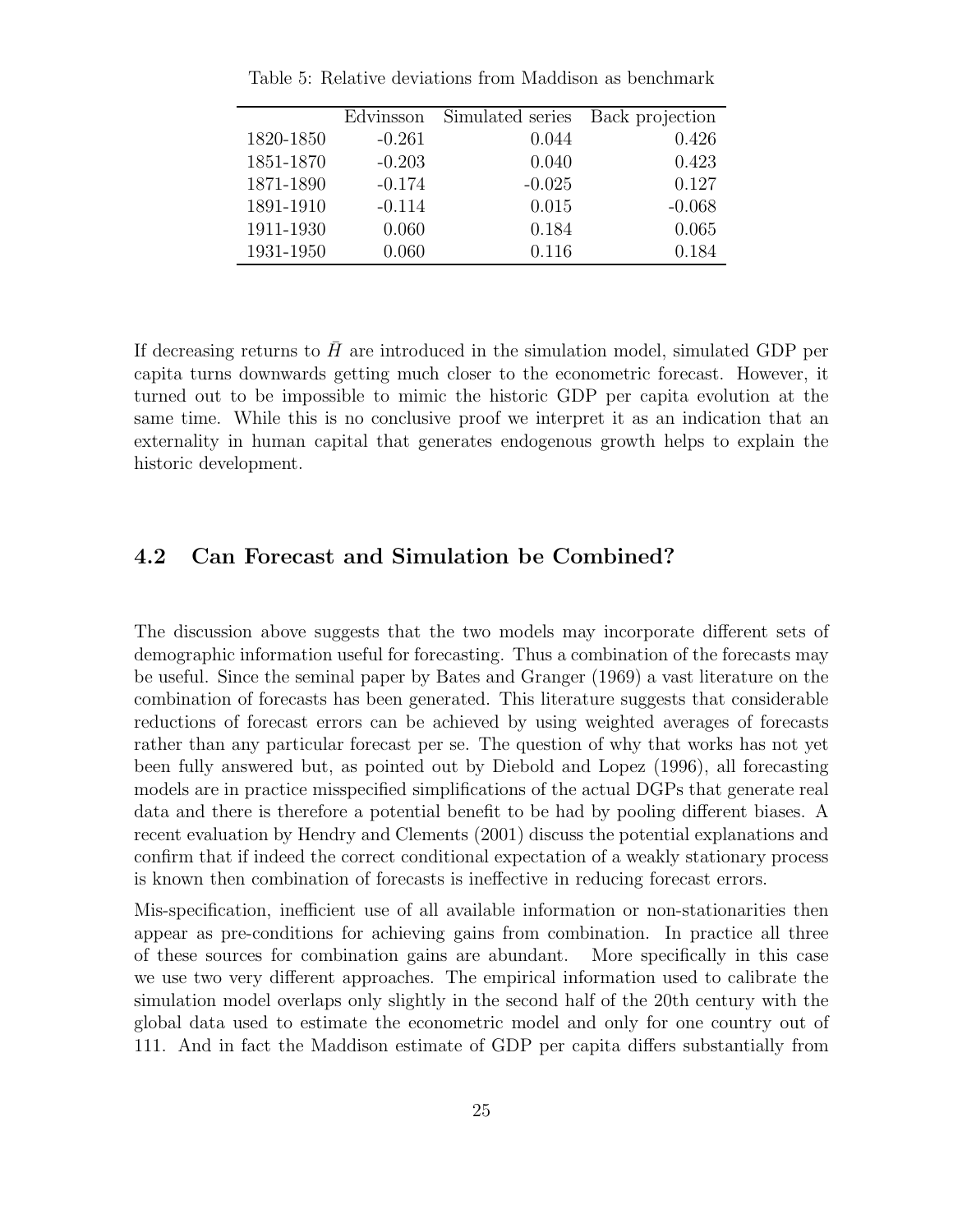Table 5: Relative deviations from Maddison as benchmark

| | Edvinsson | Simulated series | Back projection |
|---|---|---|---|
| 1820-1850 | -0.261 | 0.044 | 0.426 |
| 1851-1870 | -0.203 | 0.040 | 0.423 |
| 1871-1890 | -0.174 | -0.025 | 0.127 |
| 1891-1910 | -0.114 | 0.015 | -0.068 |
| 1911-1930 | 0.060 | 0.184 | 0.065 |
| 1931-1950 | 0.060 | 0.116 | 0.184 |

If decreasing returns to $\bar{H}$ are introduced in the simulation model, simulated GDP per capita turns downwards getting much closer to the econometric forecast. However, it turned out to be impossible to mimic the historic GDP per capita evolution at the same time. While this is no conclusive proof we interpret it as an indication that an externality in human capital that generates endogenous growth helps to explain the historic development.

## 4.2 Can Forecast and Simulation be Combined?

The discussion above suggests that the two models may incorporate different sets of demographic information useful for forecasting. Thus a combination of the forecasts may be useful. Since the seminal paper by Bates and Granger (1969) a vast literature on the combination of forecasts has been generated. This literature suggests that considerable reductions of forecast errors can be achieved by using weighted averages of forecasts rather than any particular forecast per se. The question of why that works has not yet been fully answered but, as pointed out by Diebold and Lopez (1996), all forecasting models are in practice misspecified simplifications of the actual DGPs that generate real data and there is therefore a potential benefit to be had by pooling different biases. A recent evaluation by Hendry and Clements (2001) discuss the potential explanations and confirm that if indeed the correct conditional expectation of a weakly stationary process is known then combination of forecasts is ineffective in reducing forecast errors.

Mis-specification, inefficient use of all available information or non-stationarities then appear as pre-conditions for achieving gains from combination. In practice all three of these sources for combination gains are abundant. More specifically in this case we use two very different approaches. The empirical information used to calibrate the simulation model overlaps only slightly in the second half of the 20th century with the global data used to estimate the econometric model and only for one country out of 111. And in fact the Maddison estimate of GDP per capita differs substantially from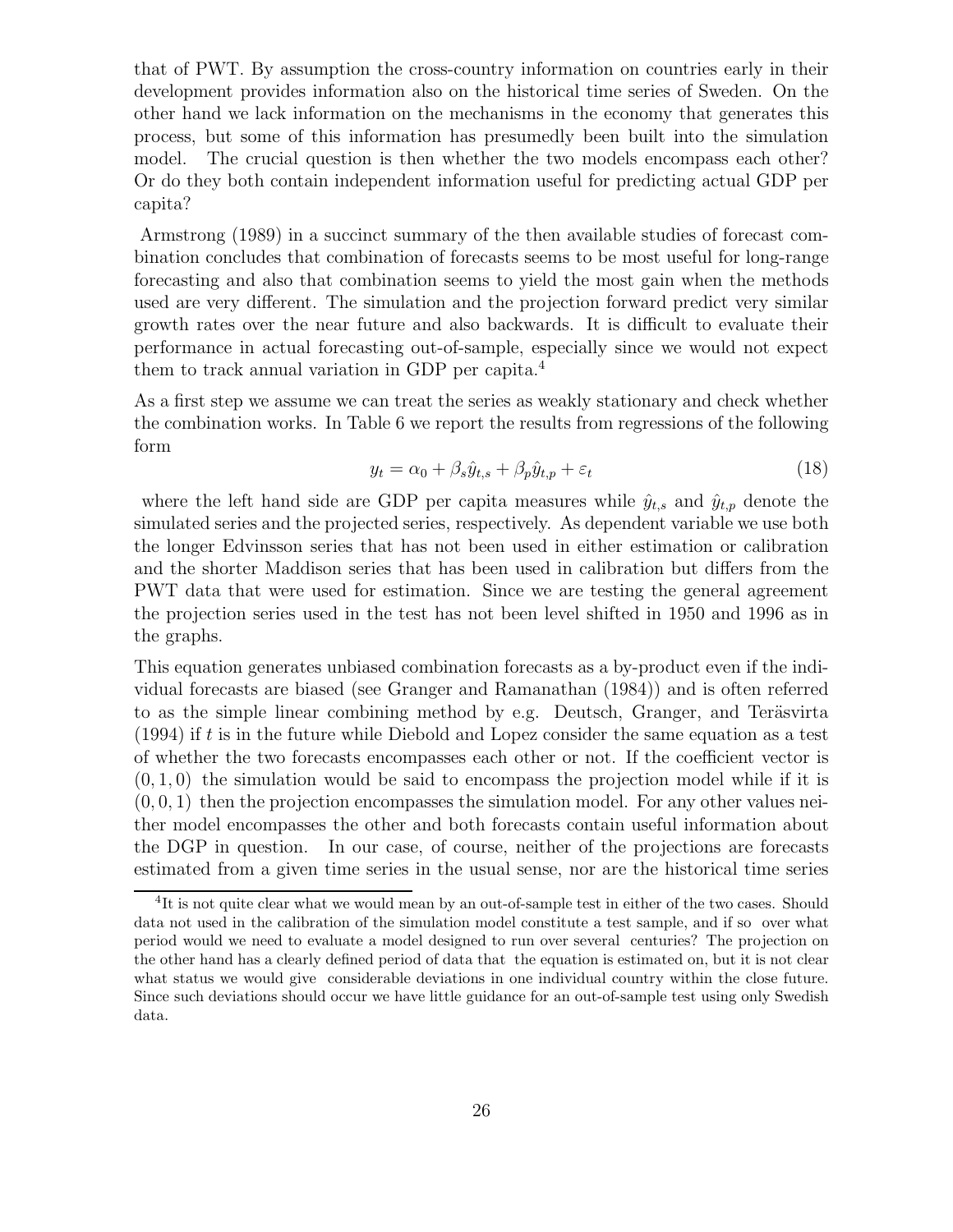that of PWT. By assumption the cross-country information on countries early in their development provides information also on the historical time series of Sweden. On the other hand we lack information on the mechanisms in the economy that generates this process, but some of this information has presumedly been built into the simulation model. The crucial question is then whether the two models encompass each other? Or do they both contain independent information useful for predicting actual GDP per capita?

Armstrong (1989) in a succinct summary of the then available studies of forecast combination concludes that combination of forecasts seems to be most useful for long-range forecasting and also that combination seems to yield the most gain when the methods used are very different. The simulation and the projection forward predict very similar growth rates over the near future and also backwards. It is difficult to evaluate their performance in actual forecasting out-of-sample, especially since we would not expect them to track annual variation in GDP per capita.[4]

As a first step we assume we can treat the series as weakly stationary and check whether the combination works. In Table 6 we report the results from regressions of the following form

$$y_t = \alpha_0 + \beta_s \hat{y}_{t,s} + \beta_p \hat{y}_{t,p} + \varepsilon_t \tag{18}$$

where the left hand side are GDP per capita measures while $\hat{y}_{t,s}$ and $\hat{y}_{t,p}$ denote the simulated series and the projected series, respectively. As dependent variable we use both the longer Edvinsson series that has not been used in either estimation or calibration and the shorter Maddison series that has been used in calibration but differs from the PWT data that were used for estimation. Since we are testing the general agreement the projection series used in the test has not been level shifted in 1950 and 1996 as in the graphs.

This equation generates unbiased combination forecasts as a by-product even if the individual forecasts are biased (see Granger and Ramanathan (1984)) and is often referred to as the simple linear combining method by e.g. Deutsch, Granger, and Teräsvirta (1994) if $t$ is in the future while Diebold and Lopez consider the same equation as a test of whether the two forecasts encompasses each other or not. If the coefficient vector is $(0, 1, 0)$ the simulation would be said to encompass the projection model while if it is $(0, 0, 1)$ then the projection encompasses the simulation model. For any other values neither model encompasses the other and both forecasts contain useful information about the DGP in question. In our case, of course, neither of the projections are forecasts estimated from a given time series in the usual sense, nor are the historical time series

[4] It is not quite clear what we would mean by an out-of-sample test in either of the two cases. Should data not used in the calibration of the simulation model constitute a test sample, and if so over what period would we need to evaluate a model designed to run over several centuries? The projection on the other hand has a clearly defined period of data that the equation is estimated on, but it is not clear what status we would give considerable deviations in one individual country within the close future. Since such deviations should occur we have little guidance for an out-of-sample test using only Swedish data.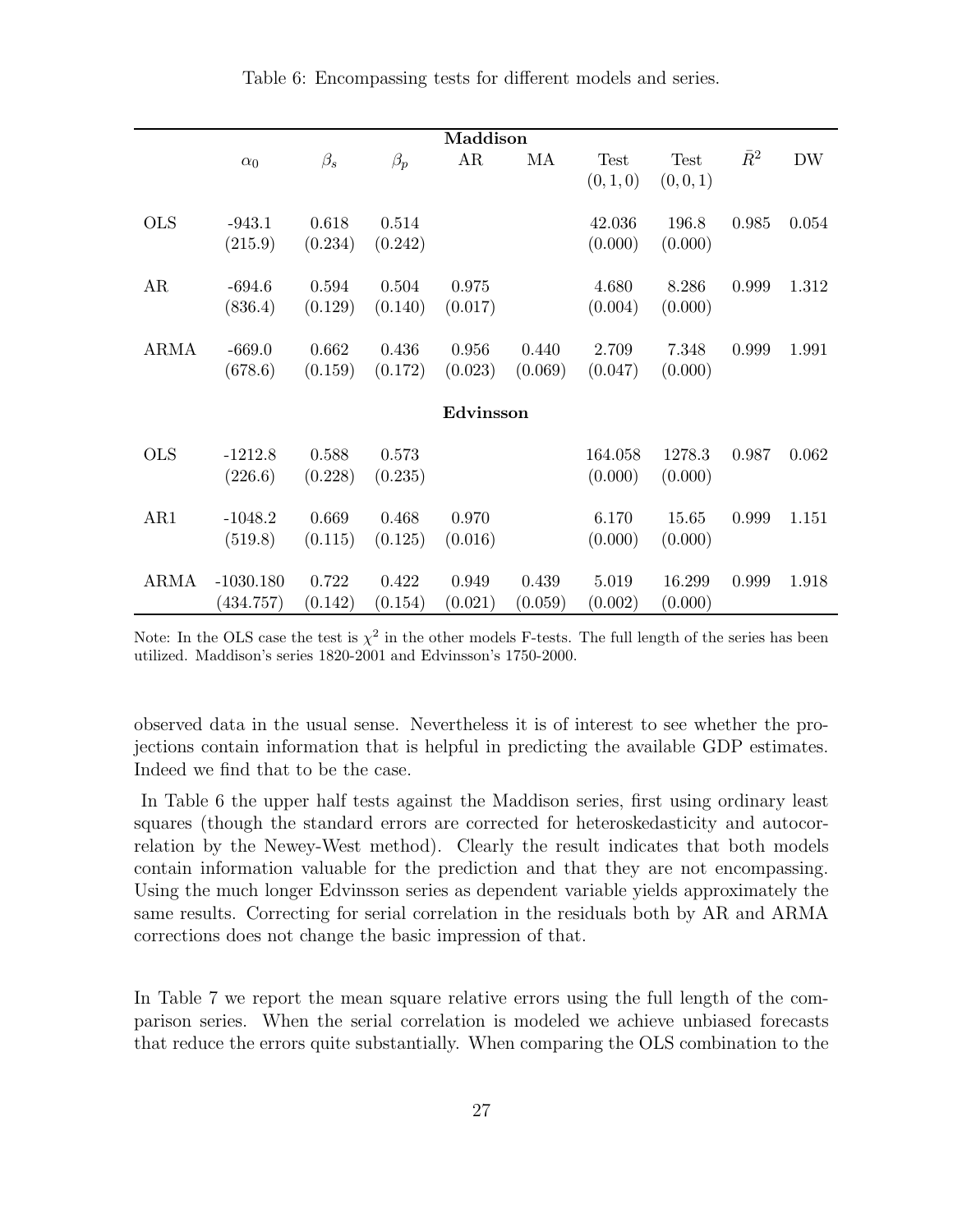Table 6: Encompassing tests for different models and series.

| | $\alpha_0$ | $\beta_s$ | $\beta_p$ | AR | MA | Test $(0,1,0)$ | Test $(0,0,1)$ | $\bar{R}^2$ | DW |
|---|---|---|---|---|---|---|---|---|---|
| **Maddison** | | | | | | | | | |
| OLS | -943.1 | 0.618 | 0.514 | | | 42.036 | 196.8 | 0.985 | 0.054 |
| | (215.9) | (0.234) | (0.242) | | | (0.000) | (0.000) | | |
| AR | -694.6 | 0.594 | 0.504 | 0.975 | | 4.680 | 8.286 | 0.999 | 1.312 |
| | (836.4) | (0.129) | (0.140) | (0.017) | | (0.004) | (0.000) | | |
| ARMA | -669.0 | 0.662 | 0.436 | 0.956 | 0.440 | 2.709 | 7.348 | 0.999 | 1.991 |
| | (678.6) | (0.159) | (0.172) | (0.023) | (0.069) | (0.047) | (0.000) | | |
| **Edvinsson** | | | | | | | | | |
| OLS | -1212.8 | 0.588 | 0.573 | | | 164.058 | 1278.3 | 0.987 | 0.062 |
| | (226.6) | (0.228) | (0.235) | | | (0.000) | (0.000) | | |
| AR1 | -1048.2 | 0.669 | 0.468 | 0.970 | | 6.170 | 15.65 | 0.999 | 1.151 |
| | (519.8) | (0.115) | (0.125) | (0.016) | | (0.000) | (0.000) | | |
| ARMA | -1030.180 | 0.722 | 0.422 | 0.949 | 0.439 | 5.019 | 16.299 | 0.999 | 1.918 |
| | (434.757) | (0.142) | (0.154) | (0.021) | (0.059) | (0.002) | (0.000) | | |

Note: In the OLS case the test is $\chi^2$ in the other models F-tests. The full length of the series has been utilized. Maddison's series 1820-2001 and Edvinsson's 1750-2000.

observed data in the usual sense. Nevertheless it is of interest to see whether the projections contain information that is helpful in predicting the available GDP estimates. Indeed we find that to be the case.

In Table 6 the upper half tests against the Maddison series, first using ordinary least squares (though the standard errors are corrected for heteroskedasticity and autocorrelation by the Newey-West method). Clearly the result indicates that both models contain information valuable for the prediction and that they are not encompassing. Using the much longer Edvinsson series as dependent variable yields approximately the same results. Correcting for serial correlation in the residuals both by AR and ARMA corrections does not change the basic impression of that.

In Table 7 we report the mean square relative errors using the full length of the comparison series. When the serial correlation is modeled we achieve unbiased forecasts that reduce the errors quite substantially. When comparing the OLS combination to the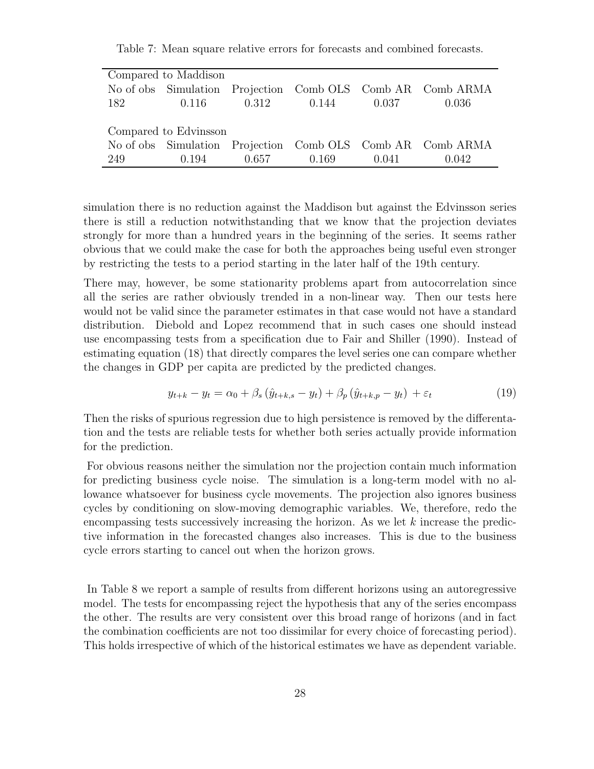Table 7: Mean square relative errors for forecasts and combined forecasts.

| Compared to Maddison | | | | | |
|---|---|---|---|---|---|
| No of obs | Simulation | Projection | Comb OLS | Comb AR | Comb ARMA |
| 182 | 0.116 | 0.312 | 0.144 | 0.037 | 0.036 |
| Compared to Edvinsson | | | | | |
| No of obs | Simulation | Projection | Comb OLS | Comb AR | Comb ARMA |
| 249 | 0.194 | 0.657 | 0.169 | 0.041 | 0.042 |

simulation there is no reduction against the Maddison but against the Edvinsson series there is still a reduction notwithstanding that we know that the projection deviates strongly for more than a hundred years in the beginning of the series. It seems rather obvious that we could make the case for both the approaches being useful even stronger by restricting the tests to a period starting in the later half of the 19th century.

There may, however, be some stationarity problems apart from autocorrelation since all the series are rather obviously trended in a non-linear way. Then our tests here would not be valid since the parameter estimates in that case would not have a standard distribution. Diebold and Lopez recommend that in such cases one should instead use encompassing tests from a specification due to Fair and Shiller (1990). Instead of estimating equation (18) that directly compares the level series one can compare whether the changes in GDP per capita are predicted by the predicted changes.

$$y_{t+k} - y_t = \alpha_0 + \beta_s \left(\hat{y}_{t+k,s} - y_t\right) + \beta_p \left(\hat{y}_{t+k,p} - y_t\right) + \varepsilon_t \tag{19}$$

Then the risks of spurious regression due to high persistence is removed by the differentation and the tests are reliable tests for whether both series actually provide information for the prediction.

For obvious reasons neither the simulation nor the projection contain much information for predicting business cycle noise. The simulation is a long-term model with no allowance whatsoever for business cycle movements. The projection also ignores business cycles by conditioning on slow-moving demographic variables. We, therefore, redo the encompassing tests successively increasing the horizon. As we let $k$ increase the predictive information in the forecasted changes also increases. This is due to the business cycle errors starting to cancel out when the horizon grows.

In Table 8 we report a sample of results from different horizons using an autoregressive model. The tests for encompassing reject the hypothesis that any of the series encompass the other. The results are very consistent over this broad range of horizons (and in fact the combination coefficients are not too dissimilar for every choice of forecasting period). This holds irrespective of which of the historical estimates we have as dependent variable.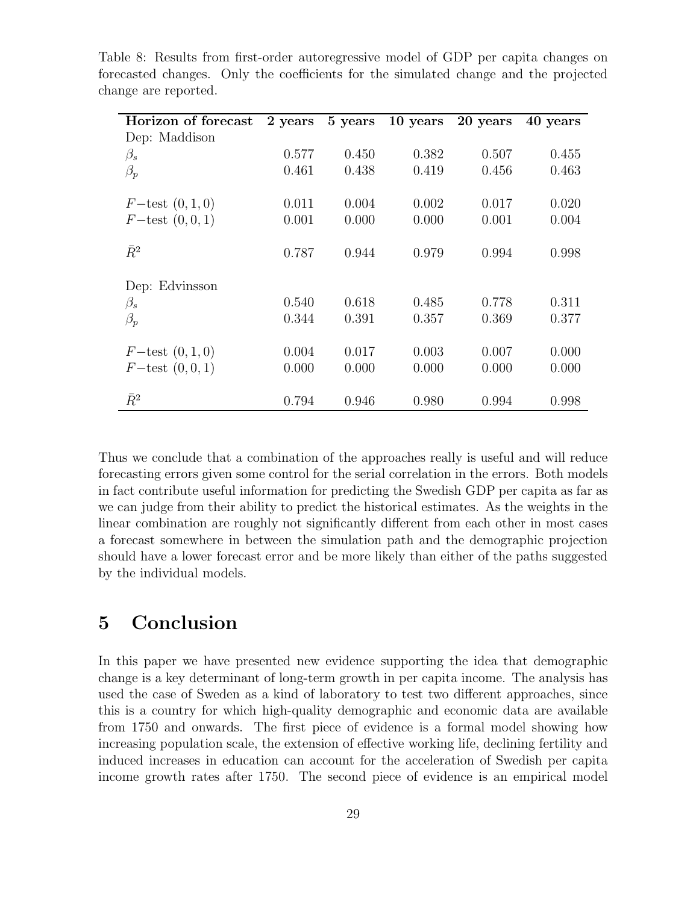Table 8: Results from first-order autoregressive model of GDP per capita changes on forecasted changes. Only the coefficients for the simulated change and the projected change are reported.

| **Horizon of forecast** | **2 years** | **5 years** | **10 years** | **20 years** | **40 years** |
|---|---|---|---|---|---|
| Dep: Maddison | | | | | |
| $\beta_s$ | 0.577 | 0.450 | 0.382 | 0.507 | 0.455 |
| $\beta_p$ | 0.461 | 0.438 | 0.419 | 0.456 | 0.463 |
| | | | | | |
| $F-$test $(0,1,0)$ | 0.011 | 0.004 | 0.002 | 0.017 | 0.020 |
| $F-$test $(0,0,1)$ | 0.001 | 0.000 | 0.000 | 0.001 | 0.004 |
| | | | | | |
| $\bar{R}^2$ | 0.787 | 0.944 | 0.979 | 0.994 | 0.998 |
| | | | | | |
| Dep: Edvinsson | | | | | |
| $\beta_s$ | 0.540 | 0.618 | 0.485 | 0.778 | 0.311 |
| $\beta_p$ | 0.344 | 0.391 | 0.357 | 0.369 | 0.377 |
| | | | | | |
| $F-$test $(0,1,0)$ | 0.004 | 0.017 | 0.003 | 0.007 | 0.000 |
| $F-$test $(0,0,1)$ | 0.000 | 0.000 | 0.000 | 0.000 | 0.000 |
| | | | | | |
| $\bar{R}^2$ | 0.794 | 0.946 | 0.980 | 0.994 | 0.998 |

Thus we conclude that a combination of the approaches really is useful and will reduce forecasting errors given some control for the serial correlation in the errors. Both models in fact contribute useful information for predicting the Swedish GDP per capita as far as we can judge from their ability to predict the historical estimates. As the weights in the linear combination are roughly not significantly different from each other in most cases a forecast somewhere in between the simulation path and the demographic projection should have a lower forecast error and be more likely than either of the paths suggested by the individual models.

# 5 Conclusion

In this paper we have presented new evidence supporting the idea that demographic change is a key determinant of long-term growth in per capita income. The analysis has used the case of Sweden as a kind of laboratory to test two different approaches, since this is a country for which high-quality demographic and economic data are available from 1750 and onwards. The first piece of evidence is a formal model showing how increasing population scale, the extension of effective working life, declining fertility and induced increases in education can account for the acceleration of Swedish per capita income growth rates after 1750. The second piece of evidence is an empirical model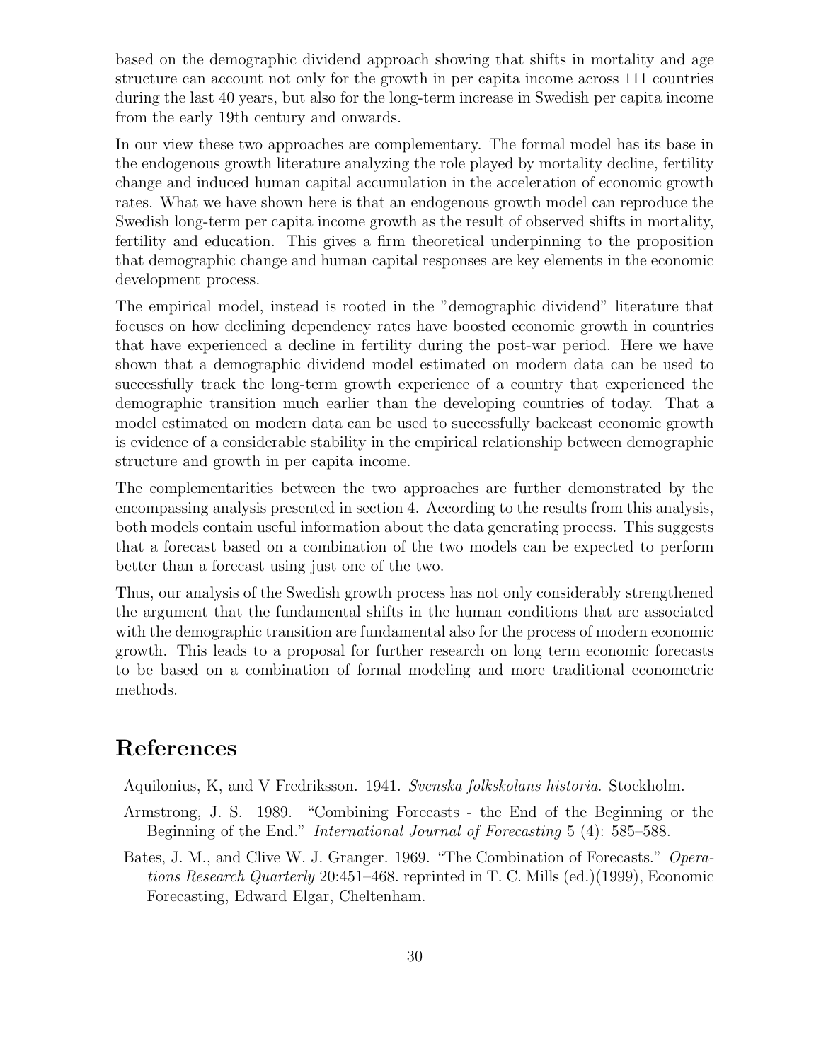based on the demographic dividend approach showing that shifts in mortality and age structure can account not only for the growth in per capita income across 111 countries during the last 40 years, but also for the long-term increase in Swedish per capita income from the early 19th century and onwards.

In our view these two approaches are complementary. The formal model has its base in the endogenous growth literature analyzing the role played by mortality decline, fertility change and induced human capital accumulation in the acceleration of economic growth rates. What we have shown here is that an endogenous growth model can reproduce the Swedish long-term per capita income growth as the result of observed shifts in mortality, fertility and education. This gives a firm theoretical underpinning to the proposition that demographic change and human capital responses are key elements in the economic development process.

The empirical model, instead is rooted in the "demographic dividend" literature that focuses on how declining dependency rates have boosted economic growth in countries that have experienced a decline in fertility during the post-war period. Here we have shown that a demographic dividend model estimated on modern data can be used to successfully track the long-term growth experience of a country that experienced the demographic transition much earlier than the developing countries of today. That a model estimated on modern data can be used to successfully backcast economic growth is evidence of a considerable stability in the empirical relationship between demographic structure and growth in per capita income.

The complementarities between the two approaches are further demonstrated by the encompassing analysis presented in section 4. According to the results from this analysis, both models contain useful information about the data generating process. This suggests that a forecast based on a combination of the two models can be expected to perform better than a forecast using just one of the two.

Thus, our analysis of the Swedish growth process has not only considerably strengthened the argument that the fundamental shifts in the human conditions that are associated with the demographic transition are fundamental also for the process of modern economic growth. This leads to a proposal for further research on long term economic forecasts to be based on a combination of formal modeling and more traditional econometric methods.

# References

Aquilonius, K, and V Fredriksson. 1941. *Svenska folkskolans historia.* Stockholm.

Armstrong, J. S. 1989. "Combining Forecasts - the End of the Beginning or the Beginning of the End." *International Journal of Forecasting* 5 (4): 585–588.

Bates, J. M., and Clive W. J. Granger. 1969. "The Combination of Forecasts." *Operations Research Quarterly* 20:451–468. reprinted in T. C. Mills (ed.)(1999), Economic Forecasting, Edward Elgar, Cheltenham.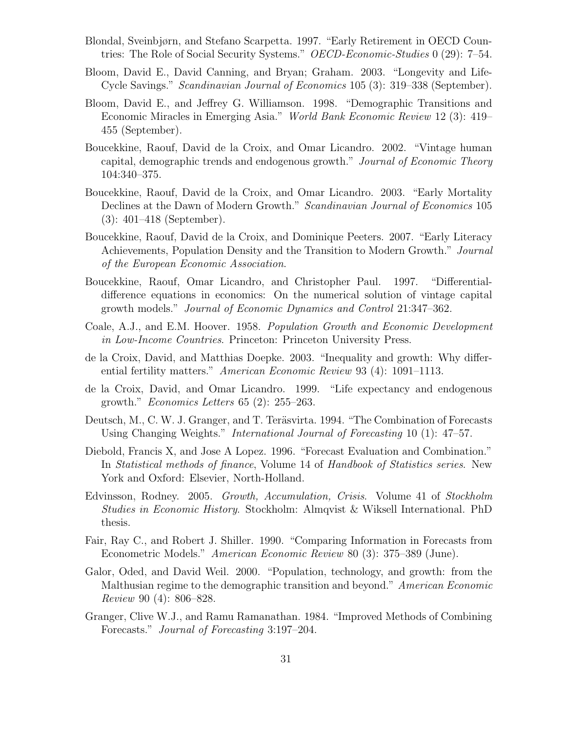Blondal, Sveinbjørn, and Stefano Scarpetta. 1997. "Early Retirement in OECD Countries: The Role of Social Security Systems." *OECD-Economic-Studies* 0 (29): 7–54.

Bloom, David E., David Canning, and Bryan; Graham. 2003. "Longevity and Life-Cycle Savings." *Scandinavian Journal of Economics* 105 (3): 319–338 (September).

Bloom, David E., and Jeffrey G. Williamson. 1998. "Demographic Transitions and Economic Miracles in Emerging Asia." *World Bank Economic Review* 12 (3): 419–455 (September).

Boucekkine, Raouf, David de la Croix, and Omar Licandro. 2002. "Vintage human capital, demographic trends and endogenous growth." *Journal of Economic Theory* 104:340–375.

Boucekkine, Raouf, David de la Croix, and Omar Licandro. 2003. "Early Mortality Declines at the Dawn of Modern Growth." *Scandinavian Journal of Economics* 105 (3): 401–418 (September).

Boucekkine, Raouf, David de la Croix, and Dominique Peeters. 2007. "Early Literacy Achievements, Population Density and the Transition to Modern Growth." *Journal of the European Economic Association*.

Boucekkine, Raouf, Omar Licandro, and Christopher Paul. 1997. "Differential-difference equations in economics: On the numerical solution of vintage capital growth models." *Journal of Economic Dynamics and Control* 21:347–362.

Coale, A.J., and E.M. Hoover. 1958. *Population Growth and Economic Development in Low-Income Countries*. Princeton: Princeton University Press.

de la Croix, David, and Matthias Doepke. 2003. "Inequality and growth: Why differential fertility matters." *American Economic Review* 93 (4): 1091–1113.

de la Croix, David, and Omar Licandro. 1999. "Life expectancy and endogenous growth." *Economics Letters* 65 (2): 255–263.

Deutsch, M., C. W. J. Granger, and T. Teräsvirta. 1994. "The Combination of Forecasts Using Changing Weights." *International Journal of Forecasting* 10 (1): 47–57.

Diebold, Francis X, and Jose A Lopez. 1996. "Forecast Evaluation and Combination." In *Statistical methods of finance*, Volume 14 of *Handbook of Statistics series*. New York and Oxford: Elsevier, North-Holland.

Edvinsson, Rodney. 2005. *Growth, Accumulation, Crisis*. Volume 41 of *Stockholm Studies in Economic History*. Stockholm: Almqvist & Wiksell International. PhD thesis.

Fair, Ray C., and Robert J. Shiller. 1990. "Comparing Information in Forecasts from Econometric Models." *American Economic Review* 80 (3): 375–389 (June).

Galor, Oded, and David Weil. 2000. "Population, technology, and growth: from the Malthusian regime to the demographic transition and beyond." *American Economic Review* 90 (4): 806–828.

Granger, Clive W.J., and Ramu Ramanathan. 1984. "Improved Methods of Combining Forecasts." *Journal of Forecasting* 3:197–204.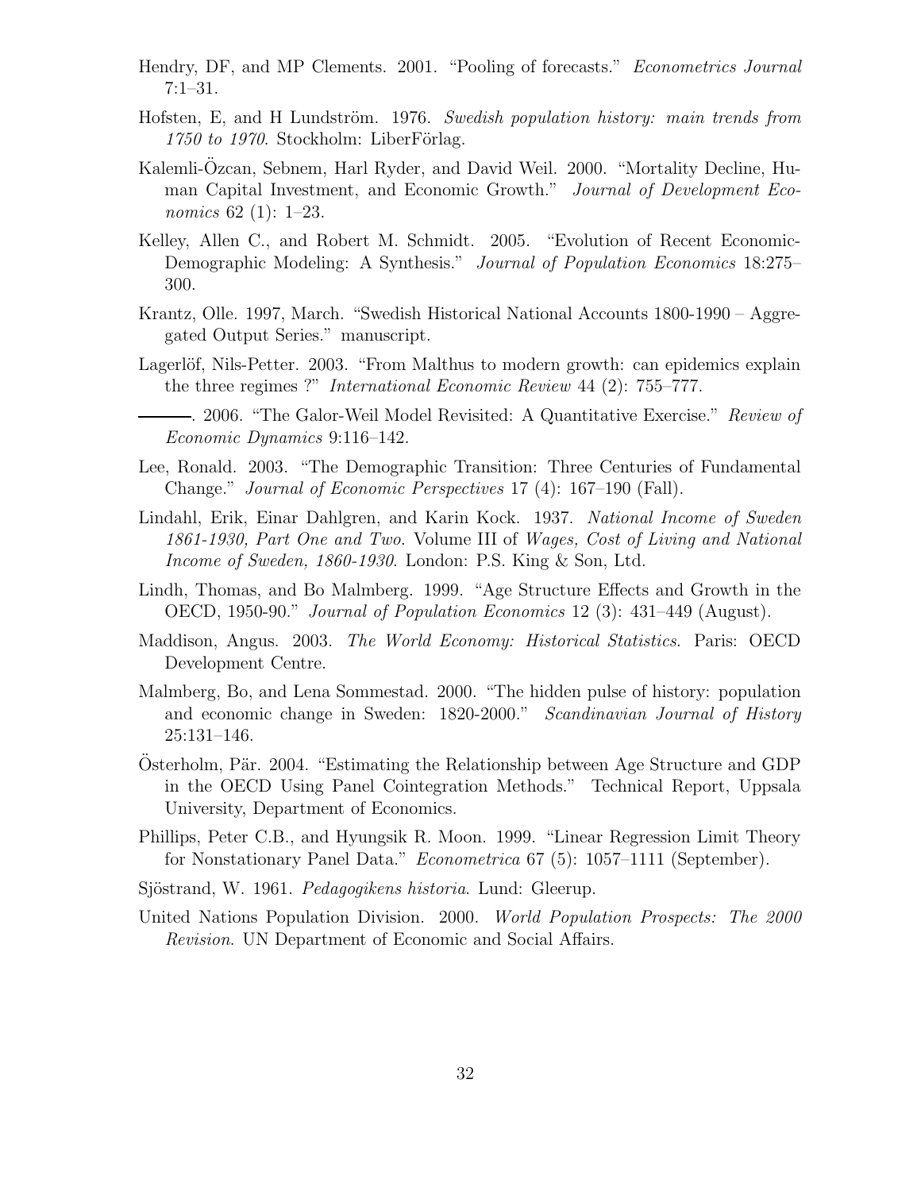Hendry, DF, and MP Clements. 2001. "Pooling of forecasts." *Econometrics Journal* 7:1–31.

Hofsten, E, and H Lundström. 1976. *Swedish population history: main trends from 1750 to 1970*. Stockholm: LiberFörlag.

Kalemli-Özcan, Sebnem, Harl Ryder, and David Weil. 2000. "Mortality Decline, Human Capital Investment, and Economic Growth." *Journal of Development Economics* 62 (1): 1–23.

Kelley, Allen C., and Robert M. Schmidt. 2005. "Evolution of Recent Economic-Demographic Modeling: A Synthesis." *Journal of Population Economics* 18:275–300.

Krantz, Olle. 1997, March. "Swedish Historical National Accounts 1800-1990 – Aggregated Output Series." manuscript.

Lagerlöf, Nils-Petter. 2003. "From Malthus to modern growth: can epidemics explain the three regimes ?" *International Economic Review* 44 (2): 755–777.

———. 2006. "The Galor-Weil Model Revisited: A Quantitative Exercise." *Review of Economic Dynamics* 9:116–142.

Lee, Ronald. 2003. "The Demographic Transition: Three Centuries of Fundamental Change." *Journal of Economic Perspectives* 17 (4): 167–190 (Fall).

Lindahl, Erik, Einar Dahlgren, and Karin Kock. 1937. *National Income of Sweden 1861-1930, Part One and Two*. Volume III of *Wages, Cost of Living and National Income of Sweden, 1860-1930*. London: P.S. King & Son, Ltd.

Lindh, Thomas, and Bo Malmberg. 1999. "Age Structure Effects and Growth in the OECD, 1950-90." *Journal of Population Economics* 12 (3): 431–449 (August).

Maddison, Angus. 2003. *The World Economy: Historical Statistics*. Paris: OECD Development Centre.

Malmberg, Bo, and Lena Sommestad. 2000. "The hidden pulse of history: population and economic change in Sweden: 1820-2000." *Scandinavian Journal of History* 25:131–146.

Österholm, Pär. 2004. "Estimating the Relationship between Age Structure and GDP in the OECD Using Panel Cointegration Methods." Technical Report, Uppsala University, Department of Economics.

Phillips, Peter C.B., and Hyungsik R. Moon. 1999. "Linear Regression Limit Theory for Nonstationary Panel Data." *Econometrica* 67 (5): 1057–1111 (September).

Sjöstrand, W. 1961. *Pedagogikens historia*. Lund: Gleerup.

United Nations Population Division. 2000. *World Population Prospects: The 2000 Revision*. UN Department of Economic and Social Affairs.